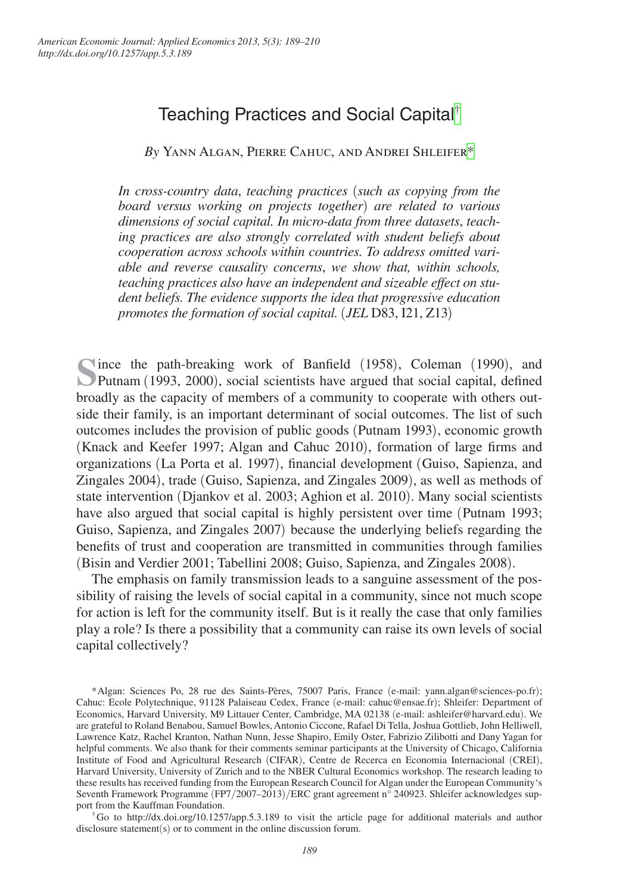# Teaching Practices and Social Capital[†]

*By* Yann Algan, Pierre Cahuc, and Andrei Shleifer[*]

*In cross-country data, teaching practices (such as copying from the board versus working on projects together) are related to various dimensions of social capital. In micro-data from three datasets, teaching practices are also strongly correlated with student beliefs about cooperation across schools within countries. To address omitted variable and reverse causality concerns, we show that, within schools, teaching practices also have an independent and sizeable effect on student beliefs. The evidence supports the idea that progressive education promotes the formation of social capital.* (*JEL* D83, I21, Z13)

Since the path-breaking work of Banfield (1958), Coleman (1990), and Putnam (1993, 2000), social scientists have argued that social capital, defined broadly as the capacity of members of a community to cooperate with others outside their family, is an important determinant of social outcomes. The list of such outcomes includes the provision of public goods (Putnam 1993), economic growth (Knack and Keefer 1997; Algan and Cahuc 2010), formation of large firms and organizations (La Porta et al. 1997), financial development (Guiso, Sapienza, and Zingales 2004), trade (Guiso, Sapienza, and Zingales 2009), as well as methods of state intervention (Djankov et al. 2003; Aghion et al. 2010). Many social scientists have also argued that social capital is highly persistent over time (Putnam 1993; Guiso, Sapienza, and Zingales 2007) because the underlying beliefs regarding the benefits of trust and cooperation are transmitted in communities through families (Bisin and Verdier 2001; Tabellini 2008; Guiso, Sapienza, and Zingales 2008).

The emphasis on family transmission leads to a sanguine assessment of the possibility of raising the levels of social capital in a community, since not much scope for action is left for the community itself. But is it really the case that only families play a role? Is there a possibility that a community can raise its own levels of social capital collectively?

[*] Algan: Sciences Po, 28 rue des Saints-Pères, 75007 Paris, France (e-mail: yann.algan@sciences-po.fr); Cahuc: Ecole Polytechnique, 91128 Palaiseau Cedex, France (e-mail: cahuc@ensae.fr); Shleifer: Department of Economics, Harvard University, M9 Littauer Center, Cambridge, MA 02138 (e-mail: ashleifer@harvard.edu). We are grateful to Roland Benabou, Samuel Bowles, Antonio Ciccone, Rafael Di Tella, Joshua Gottlieb, John Helliwell, Lawrence Katz, Rachel Kranton, Nathan Nunn, Jesse Shapiro, Emily Oster, Fabrizio Zilibotti and Dany Yagan for helpful comments. We also thank for their comments seminar participants at the University of Chicago, California Institute of Food and Agricultural Research (CIFAR), Centre de Recerca en Economia Internacional (CREI), Harvard University, University of Zurich and to the NBER Cultural Economics workshop. The research leading to these results has received funding from the European Research Council for Algan under the European Community's Seventh Framework Programme (FP7/2007–2013)/ERC grant agreement n° 240923. Shleifer acknowledges support from the Kauffman Foundation.

[†] Go to http://dx.doi.org/10.1257/app.5.3.189 to visit the article page for additional materials and author disclosure statement(s) or to comment in the online discussion forum.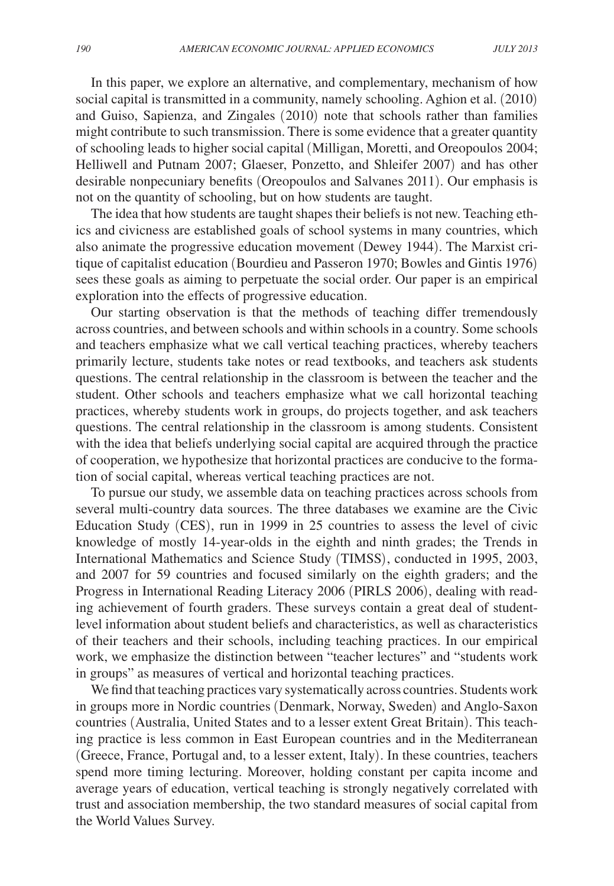In this paper, we explore an alternative, and complementary, mechanism of how social capital is transmitted in a community, namely schooling. Aghion et al. (2010) and Guiso, Sapienza, and Zingales (2010) note that schools rather than families might contribute to such transmission. There is some evidence that a greater quantity of schooling leads to higher social capital (Milligan, Moretti, and Oreopoulos 2004; Helliwell and Putnam 2007; Glaeser, Ponzetto, and Shleifer 2007) and has other desirable nonpecuniary benefits (Oreopoulos and Salvanes 2011). Our emphasis is not on the quantity of schooling, but on how students are taught.

The idea that how students are taught shapes their beliefs is not new. Teaching ethics and civicness are established goals of school systems in many countries, which also animate the progressive education movement (Dewey 1944). The Marxist critique of capitalist education (Bourdieu and Passeron 1970; Bowles and Gintis 1976) sees these goals as aiming to perpetuate the social order. Our paper is an empirical exploration into the effects of progressive education.

Our starting observation is that the methods of teaching differ tremendously across countries, and between schools and within schools in a country. Some schools and teachers emphasize what we call vertical teaching practices, whereby teachers primarily lecture, students take notes or read textbooks, and teachers ask students questions. The central relationship in the classroom is between the teacher and the student. Other schools and teachers emphasize what we call horizontal teaching practices, whereby students work in groups, do projects together, and ask teachers questions. The central relationship in the classroom is among students. Consistent with the idea that beliefs underlying social capital are acquired through the practice of cooperation, we hypothesize that horizontal practices are conducive to the formation of social capital, whereas vertical teaching practices are not.

To pursue our study, we assemble data on teaching practices across schools from several multi-country data sources. The three databases we examine are the Civic Education Study (CES), run in 1999 in 25 countries to assess the level of civic knowledge of mostly 14-year-olds in the eighth and ninth grades; the Trends in International Mathematics and Science Study (TIMSS), conducted in 1995, 2003, and 2007 for 59 countries and focused similarly on the eighth graders; and the Progress in International Reading Literacy 2006 (PIRLS 2006), dealing with reading achievement of fourth graders. These surveys contain a great deal of student-level information about student beliefs and characteristics, as well as characteristics of their teachers and their schools, including teaching practices. In our empirical work, we emphasize the distinction between "teacher lectures" and "students work in groups" as measures of vertical and horizontal teaching practices.

We find that teaching practices vary systematically across countries. Students work in groups more in Nordic countries (Denmark, Norway, Sweden) and Anglo-Saxon countries (Australia, United States and to a lesser extent Great Britain). This teaching practice is less common in East European countries and in the Mediterranean (Greece, France, Portugal and, to a lesser extent, Italy). In these countries, teachers spend more timing lecturing. Moreover, holding constant per capita income and average years of education, vertical teaching is strongly negatively correlated with trust and association membership, the two standard measures of social capital from the World Values Survey.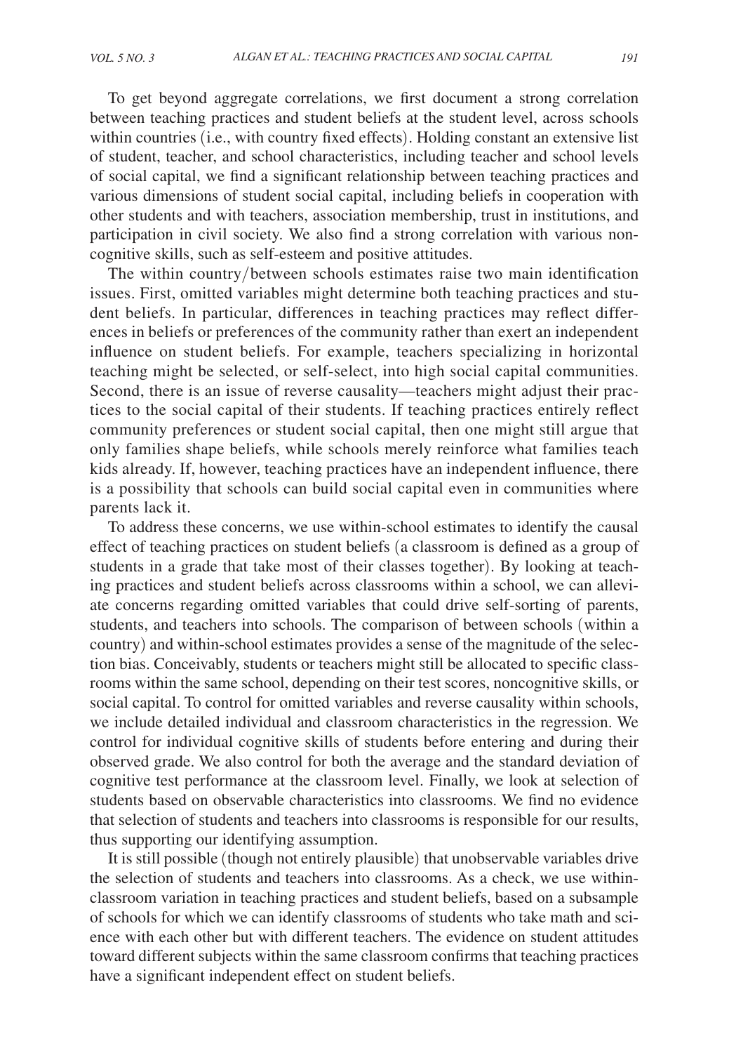To get beyond aggregate correlations, we first document a strong correlation between teaching practices and student beliefs at the student level, across schools within countries (i.e., with country fixed effects). Holding constant an extensive list of student, teacher, and school characteristics, including teacher and school levels of social capital, we find a significant relationship between teaching practices and various dimensions of student social capital, including beliefs in cooperation with other students and with teachers, association membership, trust in institutions, and participation in civil society. We also find a strong correlation with various noncognitive skills, such as self-esteem and positive attitudes.

The within country/between schools estimates raise two main identification issues. First, omitted variables might determine both teaching practices and student beliefs. In particular, differences in teaching practices may reflect differences in beliefs or preferences of the community rather than exert an independent influence on student beliefs. For example, teachers specializing in horizontal teaching might be selected, or self-select, into high social capital communities. Second, there is an issue of reverse causality—teachers might adjust their practices to the social capital of their students. If teaching practices entirely reflect community preferences or student social capital, then one might still argue that only families shape beliefs, while schools merely reinforce what families teach kids already. If, however, teaching practices have an independent influence, there is a possibility that schools can build social capital even in communities where parents lack it.

To address these concerns, we use within-school estimates to identify the causal effect of teaching practices on student beliefs (a classroom is defined as a group of students in a grade that take most of their classes together). By looking at teaching practices and student beliefs across classrooms within a school, we can alleviate concerns regarding omitted variables that could drive self-sorting of parents, students, and teachers into schools. The comparison of between schools (within a country) and within-school estimates provides a sense of the magnitude of the selection bias. Conceivably, students or teachers might still be allocated to specific classrooms within the same school, depending on their test scores, noncognitive skills, or social capital. To control for omitted variables and reverse causality within schools, we include detailed individual and classroom characteristics in the regression. We control for individual cognitive skills of students before entering and during their observed grade. We also control for both the average and the standard deviation of cognitive test performance at the classroom level. Finally, we look at selection of students based on observable characteristics into classrooms. We find no evidence that selection of students and teachers into classrooms is responsible for our results, thus supporting our identifying assumption.

It is still possible (though not entirely plausible) that unobservable variables drive the selection of students and teachers into classrooms. As a check, we use within-classroom variation in teaching practices and student beliefs, based on a subsample of schools for which we can identify classrooms of students who take math and science with each other but with different teachers. The evidence on student attitudes toward different subjects within the same classroom confirms that teaching practices have a significant independent effect on student beliefs.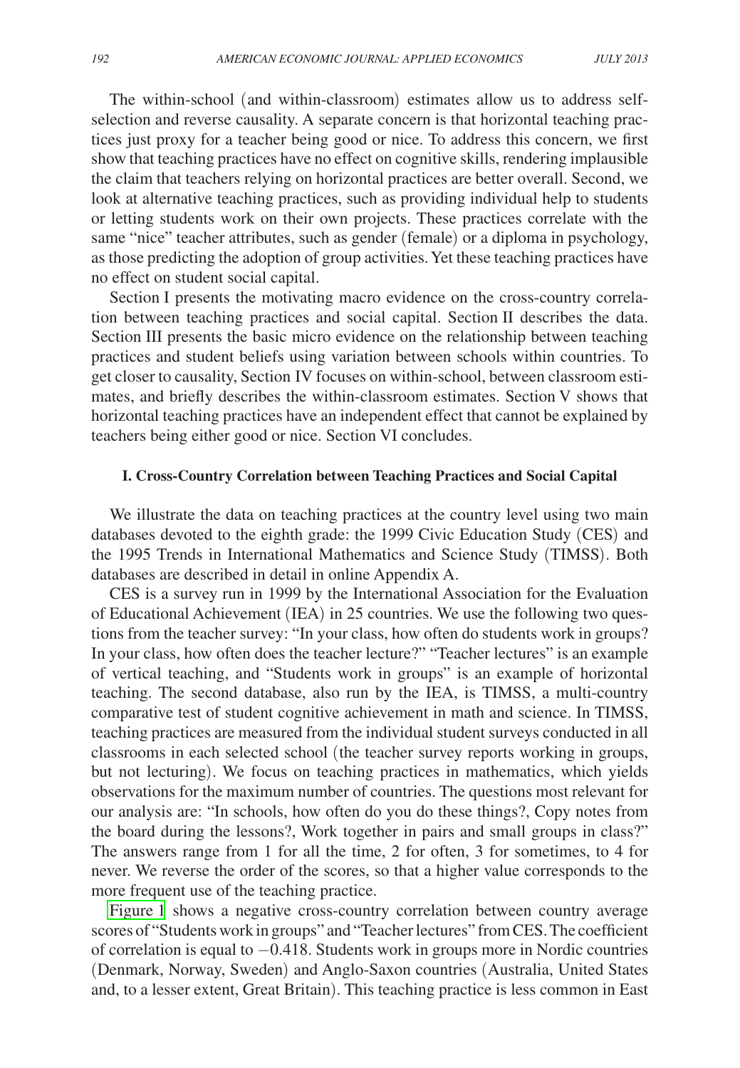The within-school (and within-classroom) estimates allow us to address self-selection and reverse causality. A separate concern is that horizontal teaching practices just proxy for a teacher being good or nice. To address this concern, we first show that teaching practices have no effect on cognitive skills, rendering implausible the claim that teachers relying on horizontal practices are better overall. Second, we look at alternative teaching practices, such as providing individual help to students or letting students work on their own projects. These practices correlate with the same "nice" teacher attributes, such as gender (female) or a diploma in psychology, as those predicting the adoption of group activities. Yet these teaching practices have no effect on student social capital.

Section I presents the motivating macro evidence on the cross-country correlation between teaching practices and social capital. Section II describes the data. Section III presents the basic micro evidence on the relationship between teaching practices and student beliefs using variation between schools within countries. To get closer to causality, Section IV focuses on within-school, between classroom estimates, and briefly describes the within-classroom estimates. Section V shows that horizontal teaching practices have an independent effect that cannot be explained by teachers being either good or nice. Section VI concludes.

## I. Cross-Country Correlation between Teaching Practices and Social Capital

We illustrate the data on teaching practices at the country level using two main databases devoted to the eighth grade: the 1999 Civic Education Study (CES) and the 1995 Trends in International Mathematics and Science Study (TIMSS). Both databases are described in detail in online Appendix A.

CES is a survey run in 1999 by the International Association for the Evaluation of Educational Achievement (IEA) in 25 countries. We use the following two questions from the teacher survey: "In your class, how often do students work in groups? In your class, how often does the teacher lecture?" "Teacher lectures" is an example of vertical teaching, and "Students work in groups" is an example of horizontal teaching. The second database, also run by the IEA, is TIMSS, a multi-country comparative test of student cognitive achievement in math and science. In TIMSS, teaching practices are measured from the individual student surveys conducted in all classrooms in each selected school (the teacher survey reports working in groups, but not lecturing). We focus on teaching practices in mathematics, which yields observations for the maximum number of countries. The questions most relevant for our analysis are: "In schools, how often do you do these things?, Copy notes from the board during the lessons?, Work together in pairs and small groups in class?" The answers range from 1 for all the time, 2 for often, 3 for sometimes, to 4 for never. We reverse the order of the scores, so that a higher value corresponds to the more frequent use of the teaching practice.

Figure 1 shows a negative cross-country correlation between country average scores of "Students work in groups" and "Teacher lectures" from CES. The coefficient of correlation is equal to $-0.418$. Students work in groups more in Nordic countries (Denmark, Norway, Sweden) and Anglo-Saxon countries (Australia, United States and, to a lesser extent, Great Britain). This teaching practice is less common in East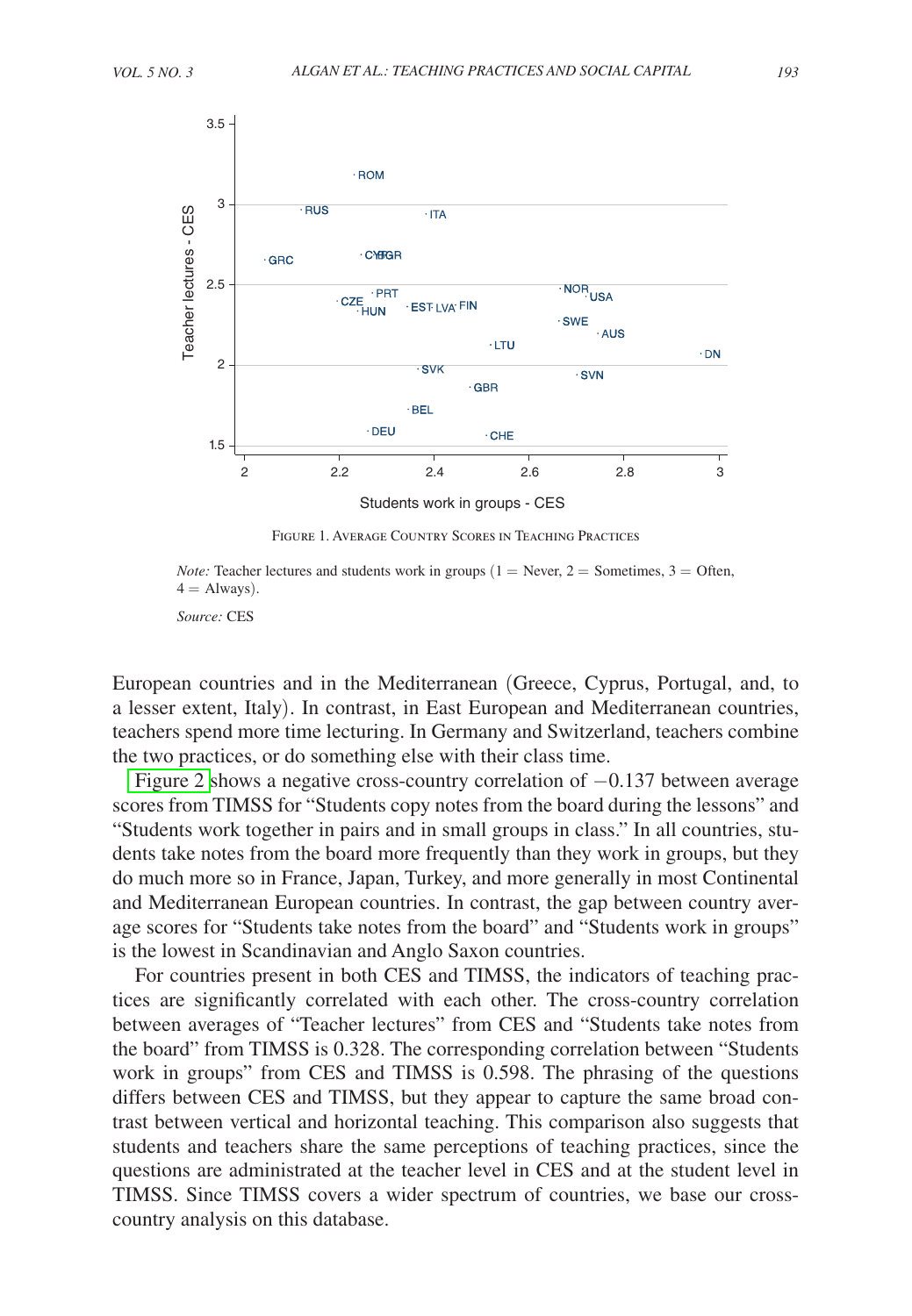Figure 1. Average Country Scores in Teaching Practices

*Note:* Teacher lectures and students work in groups (1 = Never, 2 = Sometimes, 3 = Often, 4 = Always).

*Source:* CES

European countries and in the Mediterranean (Greece, Cyprus, Portugal, and, to a lesser extent, Italy). In contrast, in East European and Mediterranean countries, teachers spend more time lecturing. In Germany and Switzerland, teachers combine the two practices, or do something else with their class time.

Figure 2 shows a negative cross-country correlation of −0.137 between average scores from TIMSS for "Students copy notes from the board during the lessons" and "Students work together in pairs and in small groups in class." In all countries, students take notes from the board more frequently than they work in groups, but they do much more so in France, Japan, Turkey, and more generally in most Continental and Mediterranean European countries. In contrast, the gap between country average scores for "Students take notes from the board" and "Students work in groups" is the lowest in Scandinavian and Anglo Saxon countries.

For countries present in both CES and TIMSS, the indicators of teaching practices are significantly correlated with each other. The cross-country correlation between averages of "Teacher lectures" from CES and "Students take notes from the board" from TIMSS is 0.328. The corresponding correlation between "Students work in groups" from CES and TIMSS is 0.598. The phrasing of the questions differs between CES and TIMSS, but they appear to capture the same broad contrast between vertical and horizontal teaching. This comparison also suggests that students and teachers share the same perceptions of teaching practices, since the questions are administrated at the teacher level in CES and at the student level in TIMSS. Since TIMSS covers a wider spectrum of countries, we base our cross-country analysis on this database.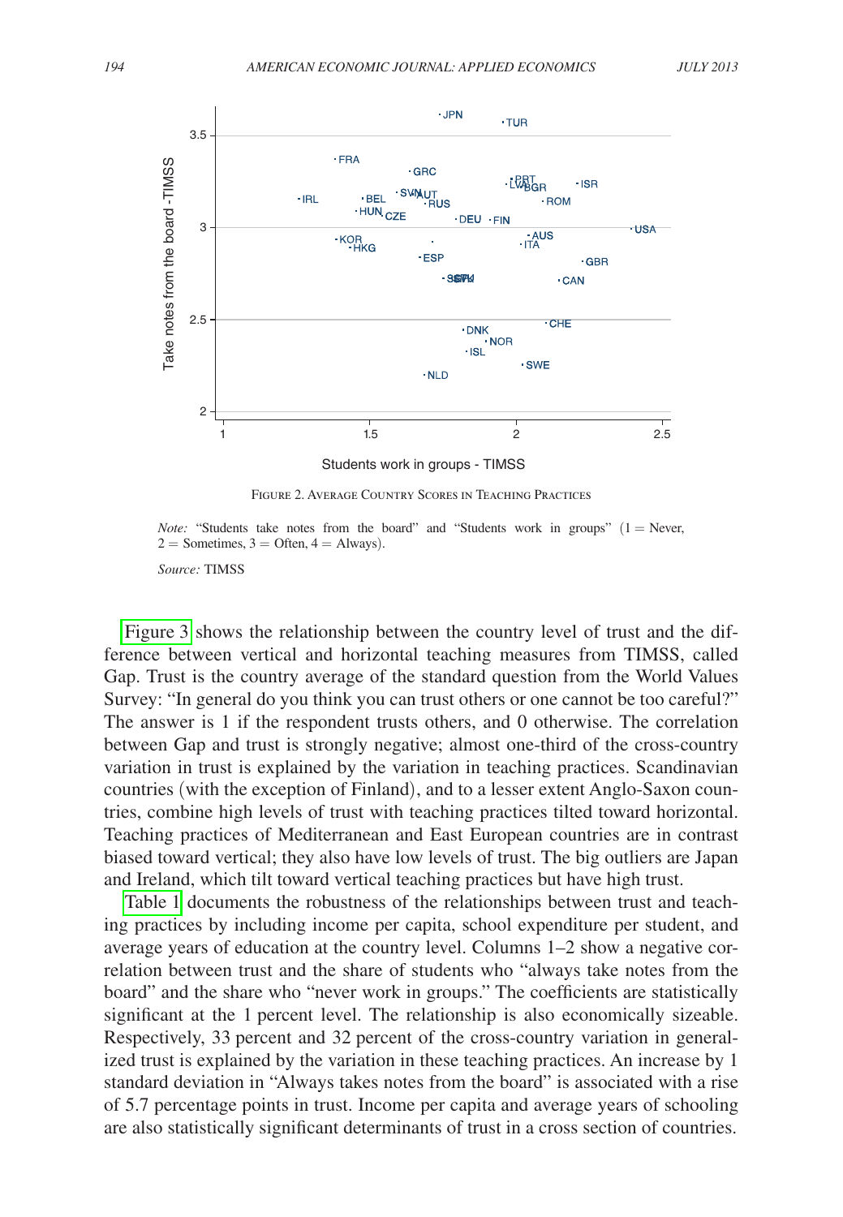Figure 2. Average Country Scores in Teaching Practices

*Note:* "Students take notes from the board" and "Students work in groups" (1 = Never, 2 = Sometimes, 3 = Often, 4 = Always).

*Source:* TIMSS

Figure 3 shows the relationship between the country level of trust and the difference between vertical and horizontal teaching measures from TIMSS, called Gap. Trust is the country average of the standard question from the World Values Survey: "In general do you think you can trust others or one cannot be too careful?" The answer is 1 if the respondent trusts others, and 0 otherwise. The correlation between Gap and trust is strongly negative; almost one-third of the cross-country variation in trust is explained by the variation in teaching practices. Scandinavian countries (with the exception of Finland), and to a lesser extent Anglo-Saxon countries, combine high levels of trust with teaching practices tilted toward horizontal. Teaching practices of Mediterranean and East European countries are in contrast biased toward vertical; they also have low levels of trust. The big outliers are Japan and Ireland, which tilt toward vertical teaching practices but have high trust.

Table 1 documents the robustness of the relationships between trust and teaching practices by including income per capita, school expenditure per student, and average years of education at the country level. Columns 1–2 show a negative correlation between trust and the share of students who "always take notes from the board" and the share who "never work in groups." The coefficients are statistically significant at the 1 percent level. The relationship is also economically sizeable. Respectively, 33 percent and 32 percent of the cross-country variation in generalized trust is explained by the variation in these teaching practices. An increase by 1 standard deviation in "Always takes notes from the board" is associated with a rise of 5.7 percentage points in trust. Income per capita and average years of schooling are also statistically significant determinants of trust in a cross section of countries.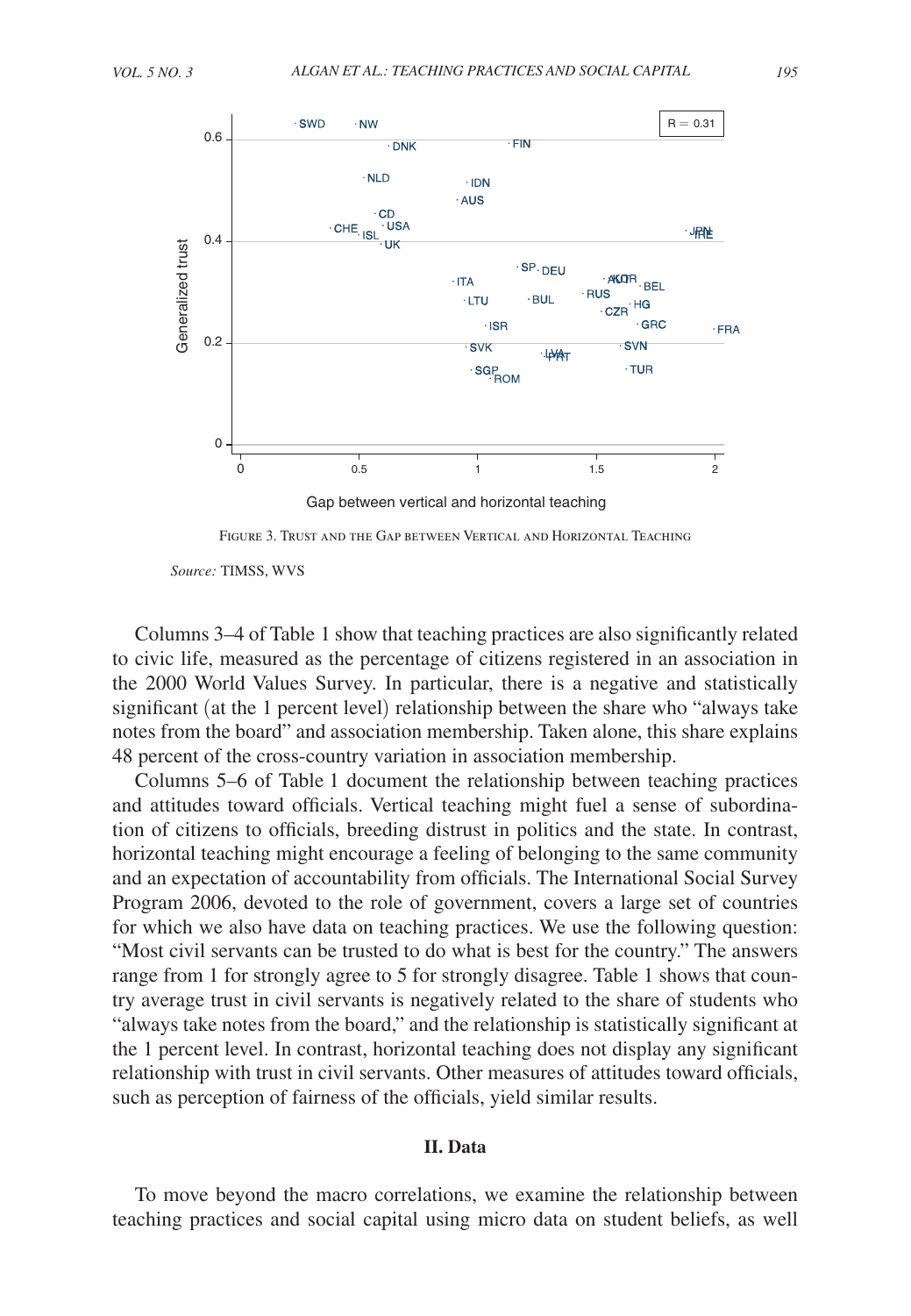Figure 3. Trust and the Gap between Vertical and Horizontal Teaching

*Source:* TIMSS, WVS

Columns 3–4 of Table 1 show that teaching practices are also significantly related to civic life, measured as the percentage of citizens registered in an association in the 2000 World Values Survey. In particular, there is a negative and statistically significant (at the 1 percent level) relationship between the share who "always take notes from the board" and association membership. Taken alone, this share explains 48 percent of the cross-country variation in association membership.

Columns 5–6 of Table 1 document the relationship between teaching practices and attitudes toward officials. Vertical teaching might fuel a sense of subordination of citizens to officials, breeding distrust in politics and the state. In contrast, horizontal teaching might encourage a feeling of belonging to the same community and an expectation of accountability from officials. The International Social Survey Program 2006, devoted to the role of government, covers a large set of countries for which we also have data on teaching practices. We use the following question: "Most civil servants can be trusted to do what is best for the country." The answers range from 1 for strongly agree to 5 for strongly disagree. Table 1 shows that country average trust in civil servants is negatively related to the share of students who "always take notes from the board," and the relationship is statistically significant at the 1 percent level. In contrast, horizontal teaching does not display any significant relationship with trust in civil servants. Other measures of attitudes toward officials, such as perception of fairness of the officials, yield similar results.

## II. Data

To move beyond the macro correlations, we examine the relationship between teaching practices and social capital using micro data on student beliefs, as well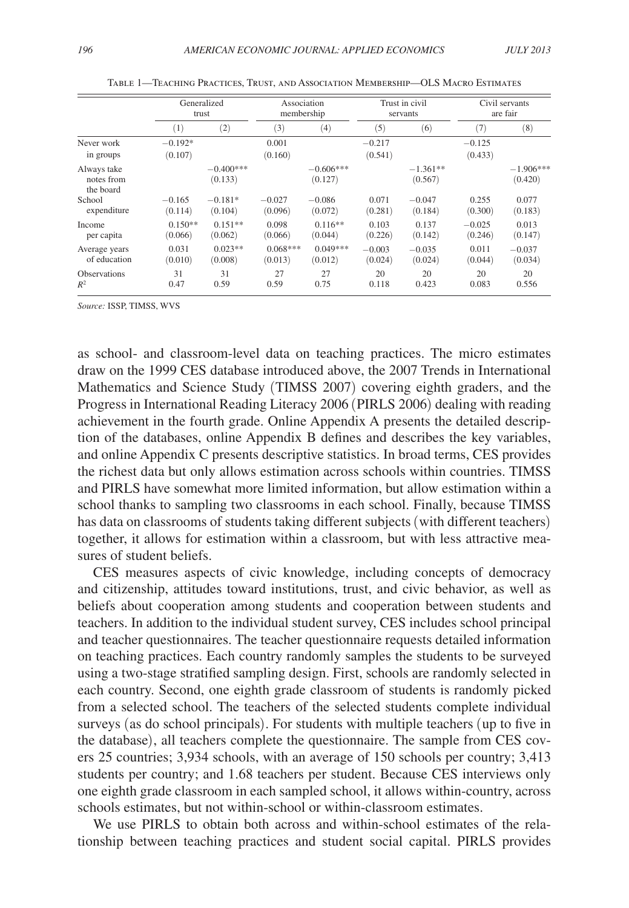Table 1—Teaching Practices, Trust, and Association Membership—OLS Macro Estimates

| | Generalized trust | | Association membership | | Trust in civil servants | | Civil servants are fair | |
|---|---|---|---|---|---|---|---|---|
| | (1) | (2) | (3) | (4) | (5) | (6) | (7) | (8) |
| Never work in groups | −0.192* (0.107) | | 0.001 (0.160) | | −0.217 (0.541) | | −0.125 (0.433) | |
| Always take notes from the board | | −0.400*** (0.133) | | −0.606*** (0.127) | | −1.361** (0.567) | | −1.906*** (0.420) |
| School expenditure | −0.165 (0.114) | −0.181* (0.104) | −0.027 (0.096) | −0.086 (0.072) | 0.071 (0.281) | −0.047 (0.184) | 0.255 (0.300) | 0.077 (0.183) |
| Income per capita | 0.150** (0.066) | 0.151** (0.062) | 0.098 (0.066) | 0.116** (0.044) | 0.103 (0.226) | 0.137 (0.142) | −0.025 (0.246) | 0.013 (0.147) |
| Average years of education | 0.031 (0.010) | 0.023** (0.008) | 0.068*** (0.013) | 0.049*** (0.012) | −0.003 (0.024) | −0.035 (0.024) | 0.011 (0.044) | −0.037 (0.034) |
| Observations | 31 | 31 | 27 | 27 | 20 | 20 | 20 | 20 |
| $R^2$ | 0.47 | 0.59 | 0.59 | 0.75 | 0.118 | 0.423 | 0.083 | 0.556 |

*Source:* ISSP, TIMSS, WVS

as school- and classroom-level data on teaching practices. The micro estimates draw on the 1999 CES database introduced above, the 2007 Trends in International Mathematics and Science Study (TIMSS 2007) covering eighth graders, and the Progress in International Reading Literacy 2006 (PIRLS 2006) dealing with reading achievement in the fourth grade. Online Appendix A presents the detailed description of the databases, online Appendix B defines and describes the key variables, and online Appendix C presents descriptive statistics. In broad terms, CES provides the richest data but only allows estimation across schools within countries. TIMSS and PIRLS have somewhat more limited information, but allow estimation within a school thanks to sampling two classrooms in each school. Finally, because TIMSS has data on classrooms of students taking different subjects (with different teachers) together, it allows for estimation within a classroom, but with less attractive measures of student beliefs.

CES measures aspects of civic knowledge, including concepts of democracy and citizenship, attitudes toward institutions, trust, and civic behavior, as well as beliefs about cooperation among students and cooperation between students and teachers. In addition to the individual student survey, CES includes school principal and teacher questionnaires. The teacher questionnaire requests detailed information on teaching practices. Each country randomly samples the students to be surveyed using a two-stage stratified sampling design. First, schools are randomly selected in each country. Second, one eighth grade classroom of students is randomly picked from a selected school. The teachers of the selected students complete individual surveys (as do school principals). For students with multiple teachers (up to five in the database), all teachers complete the questionnaire. The sample from CES covers 25 countries; 3,934 schools, with an average of 150 schools per country; 3,413 students per country; and 1.68 teachers per student. Because CES interviews only one eighth grade classroom in each sampled school, it allows within-country, across schools estimates, but not within-school or within-classroom estimates.

We use PIRLS to obtain both across and within-school estimates of the relationship between teaching practices and student social capital. PIRLS provides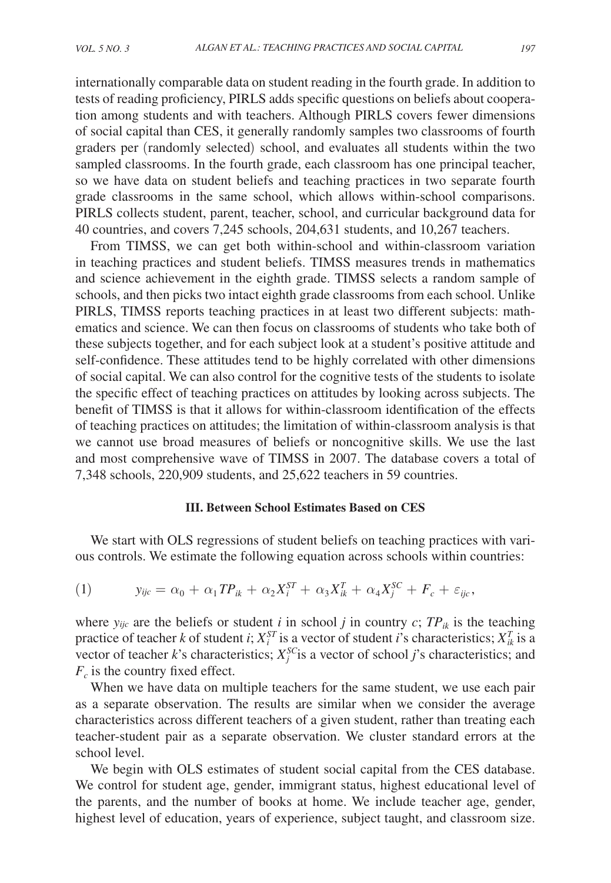internationally comparable data on student reading in the fourth grade. In addition to tests of reading proficiency, PIRLS adds specific questions on beliefs about cooperation among students and with teachers. Although PIRLS covers fewer dimensions of social capital than CES, it generally randomly samples two classrooms of fourth graders per (randomly selected) school, and evaluates all students within the two sampled classrooms. In the fourth grade, each classroom has one principal teacher, so we have data on student beliefs and teaching practices in two separate fourth grade classrooms in the same school, which allows within-school comparisons. PIRLS collects student, parent, teacher, school, and curricular background data for 40 countries, and covers 7,245 schools, 204,631 students, and 10,267 teachers.

From TIMSS, we can get both within-school and within-classroom variation in teaching practices and student beliefs. TIMSS measures trends in mathematics and science achievement in the eighth grade. TIMSS selects a random sample of schools, and then picks two intact eighth grade classrooms from each school. Unlike PIRLS, TIMSS reports teaching practices in at least two different subjects: mathematics and science. We can then focus on classrooms of students who take both of these subjects together, and for each subject look at a student's positive attitude and self-confidence. These attitudes tend to be highly correlated with other dimensions of social capital. We can also control for the cognitive tests of the students to isolate the specific effect of teaching practices on attitudes by looking across subjects. The benefit of TIMSS is that it allows for within-classroom identification of the effects of teaching practices on attitudes; the limitation of within-classroom analysis is that we cannot use broad measures of beliefs or noncognitive skills. We use the last and most comprehensive wave of TIMSS in 2007. The database covers a total of 7,348 schools, 220,909 students, and 25,622 teachers in 59 countries.

## III. Between School Estimates Based on CES

We start with OLS regressions of student beliefs on teaching practices with various controls. We estimate the following equation across schools within countries:

$$y_{ijc} = \alpha_0 + \alpha_1 TP_{ik} + \alpha_2 X_i^{ST} + \alpha_3 X_{ik}^{T} + \alpha_4 X_j^{SC} + F_c + \varepsilon_{ijc}, \tag{1}$$

where $y_{ijc}$ are the beliefs or student $i$ in school $j$ in country $c$; $TP_{ik}$ is the teaching practice of teacher $k$ of student $i$; $X_i^{ST}$ is a vector of student $i$'s characteristics; $X_{ik}^{T}$ is a vector of teacher $k$'s characteristics; $X_j^{SC}$ is a vector of school $j$'s characteristics; and $F_c$ is the country fixed effect.

When we have data on multiple teachers for the same student, we use each pair as a separate observation. The results are similar when we consider the average characteristics across different teachers of a given student, rather than treating each teacher-student pair as a separate observation. We cluster standard errors at the school level.

We begin with OLS estimates of student social capital from the CES database. We control for student age, gender, immigrant status, highest educational level of the parents, and the number of books at home. We include teacher age, gender, highest level of education, years of experience, subject taught, and classroom size.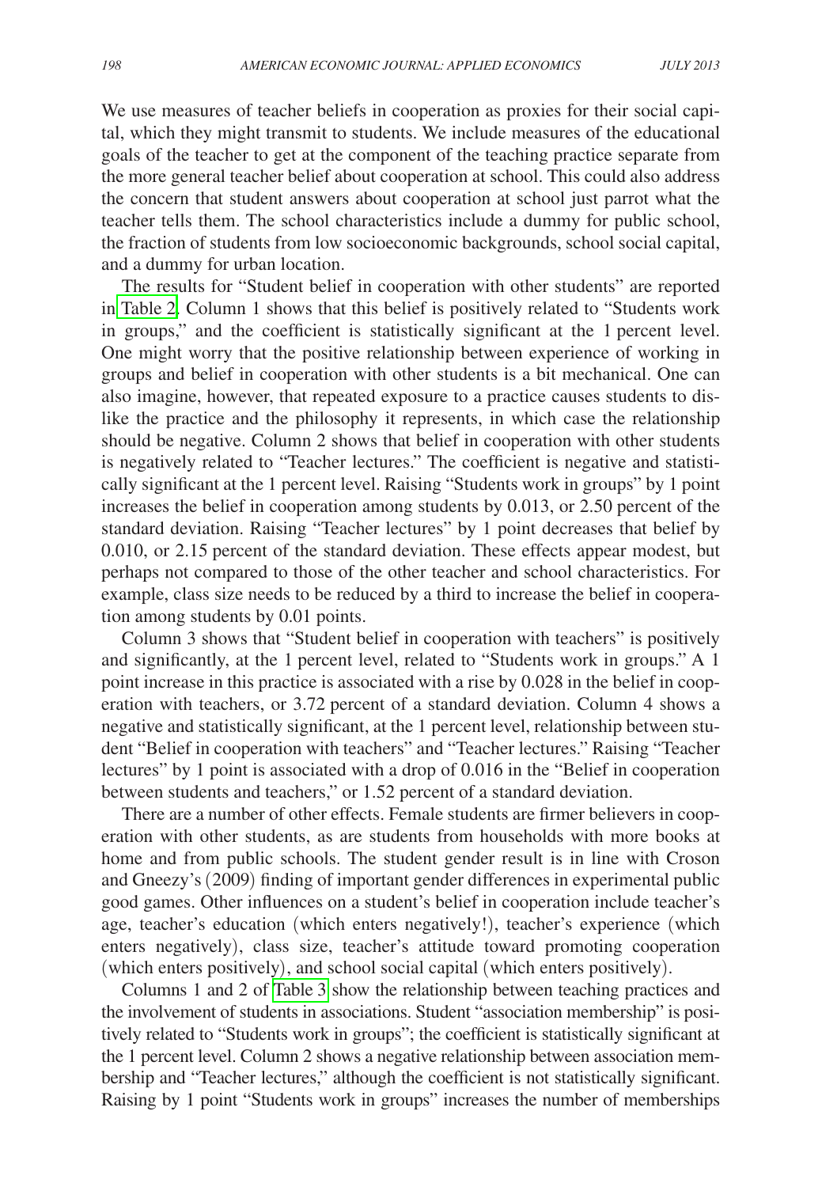We use measures of teacher beliefs in cooperation as proxies for their social capital, which they might transmit to students. We include measures of the educational goals of the teacher to get at the component of the teaching practice separate from the more general teacher belief about cooperation at school. This could also address the concern that student answers about cooperation at school just parrot what the teacher tells them. The school characteristics include a dummy for public school, the fraction of students from low socioeconomic backgrounds, school social capital, and a dummy for urban location.

The results for "Student belief in cooperation with other students" are reported in Table 2. Column 1 shows that this belief is positively related to "Students work in groups," and the coefficient is statistically significant at the 1 percent level. One might worry that the positive relationship between experience of working in groups and belief in cooperation with other students is a bit mechanical. One can also imagine, however, that repeated exposure to a practice causes students to dislike the practice and the philosophy it represents, in which case the relationship should be negative. Column 2 shows that belief in cooperation with other students is negatively related to "Teacher lectures." The coefficient is negative and statistically significant at the 1 percent level. Raising "Students work in groups" by 1 point increases the belief in cooperation among students by 0.013, or 2.50 percent of the standard deviation. Raising "Teacher lectures" by 1 point decreases that belief by 0.010, or 2.15 percent of the standard deviation. These effects appear modest, but perhaps not compared to those of the other teacher and school characteristics. For example, class size needs to be reduced by a third to increase the belief in cooperation among students by 0.01 points.

Column 3 shows that "Student belief in cooperation with teachers" is positively and significantly, at the 1 percent level, related to "Students work in groups." A 1 point increase in this practice is associated with a rise by 0.028 in the belief in cooperation with teachers, or 3.72 percent of a standard deviation. Column 4 shows a negative and statistically significant, at the 1 percent level, relationship between student "Belief in cooperation with teachers" and "Teacher lectures." Raising "Teacher lectures" by 1 point is associated with a drop of 0.016 in the "Belief in cooperation between students and teachers," or 1.52 percent of a standard deviation.

There are a number of other effects. Female students are firmer believers in cooperation with other students, as are students from households with more books at home and from public schools. The student gender result is in line with Croson and Gneezy's (2009) finding of important gender differences in experimental public good games. Other influences on a student's belief in cooperation include teacher's age, teacher's education (which enters negatively!), teacher's experience (which enters negatively), class size, teacher's attitude toward promoting cooperation (which enters positively), and school social capital (which enters positively).

Columns 1 and 2 of Table 3 show the relationship between teaching practices and the involvement of students in associations. Student "association membership" is positively related to "Students work in groups"; the coefficient is statistically significant at the 1 percent level. Column 2 shows a negative relationship between association membership and "Teacher lectures," although the coefficient is not statistically significant. Raising by 1 point "Students work in groups" increases the number of memberships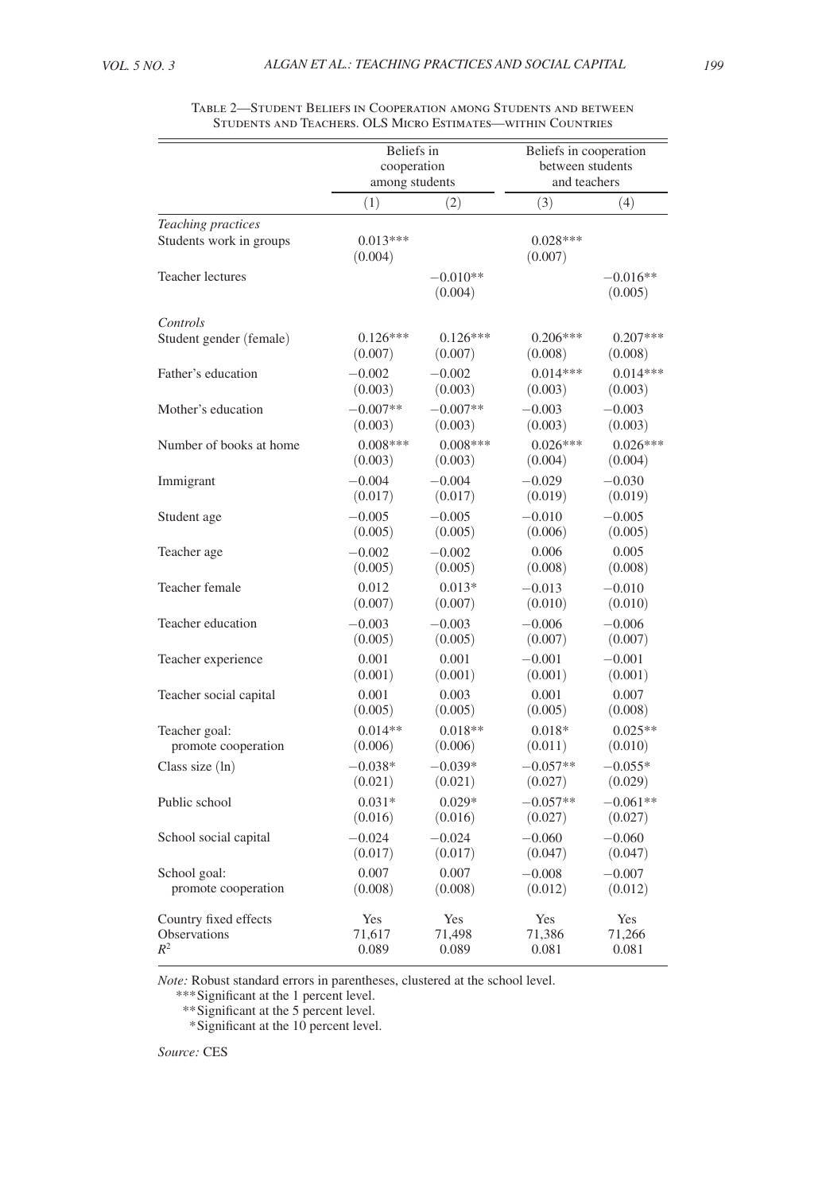Table 2—Student Beliefs in Cooperation among Students and between Students and Teachers. OLS Micro Estimates—within Countries

| | Beliefs in cooperation among students | | Beliefs in cooperation between students and teachers | |
|---|---|---|---|---|
| | (1) | (2) | (3) | (4) |
| *Teaching practices* | | | | |
| Students work in groups | 0.013*** | | 0.028*** | |
| | (0.004) | | (0.007) | |
| Teacher lectures | | −0.010** | | −0.016** |
| | | (0.004) | | (0.005) |
| *Controls* | | | | |
| Student gender (female) | 0.126*** | 0.126*** | 0.206*** | 0.207*** |
| | (0.007) | (0.007) | (0.008) | (0.008) |
| Father's education | −0.002 | −0.002 | 0.014*** | 0.014*** |
| | (0.003) | (0.003) | (0.003) | (0.003) |
| Mother's education | −0.007** | −0.007** | −0.003 | −0.003 |
| | (0.003) | (0.003) | (0.003) | (0.003) |
| Number of books at home | 0.008*** | 0.008*** | 0.026*** | 0.026*** |
| | (0.003) | (0.003) | (0.004) | (0.004) |
| Immigrant | −0.004 | −0.004 | −0.029 | −0.030 |
| | (0.017) | (0.017) | (0.019) | (0.019) |
| Student age | −0.005 | −0.005 | −0.010 | −0.005 |
| | (0.005) | (0.005) | (0.006) | (0.005) |
| Teacher age | −0.002 | −0.002 | 0.006 | 0.005 |
| | (0.005) | (0.005) | (0.008) | (0.008) |
| Teacher female | 0.012 | 0.013* | −0.013 | −0.010 |
| | (0.007) | (0.007) | (0.010) | (0.010) |
| Teacher education | −0.003 | −0.003 | −0.006 | −0.006 |
| | (0.005) | (0.005) | (0.007) | (0.007) |
| Teacher experience | 0.001 | 0.001 | −0.001 | −0.001 |
| | (0.001) | (0.001) | (0.001) | (0.001) |
| Teacher social capital | 0.001 | 0.003 | 0.001 | 0.007 |
| | (0.005) | (0.005) | (0.005) | (0.008) |
| Teacher goal: promote cooperation | 0.014** | 0.018** | 0.018* | 0.025** |
| | (0.006) | (0.006) | (0.011) | (0.010) |
| Class size (ln) | −0.038* | −0.039* | −0.057** | −0.055* |
| | (0.021) | (0.021) | (0.027) | (0.029) |
| Public school | 0.031* | 0.029* | −0.057** | −0.061** |
| | (0.016) | (0.016) | (0.027) | (0.027) |
| School social capital | −0.024 | −0.024 | −0.060 | −0.060 |
| | (0.017) | (0.017) | (0.047) | (0.047) |
| School goal: promote cooperation | 0.007 | 0.007 | −0.008 | −0.007 |
| | (0.008) | (0.008) | (0.012) | (0.012) |
| Country fixed effects | Yes | Yes | Yes | Yes |
| Observations | 71,617 | 71,498 | 71,386 | 71,266 |
| $R^2$ | 0.089 | 0.089 | 0.081 | 0.081 |

*Note:* Robust standard errors in parentheses, clustered at the school level.

***Significant at the 1 percent level.

**Significant at the 5 percent level.

*Significant at the 10 percent level.

*Source:* CES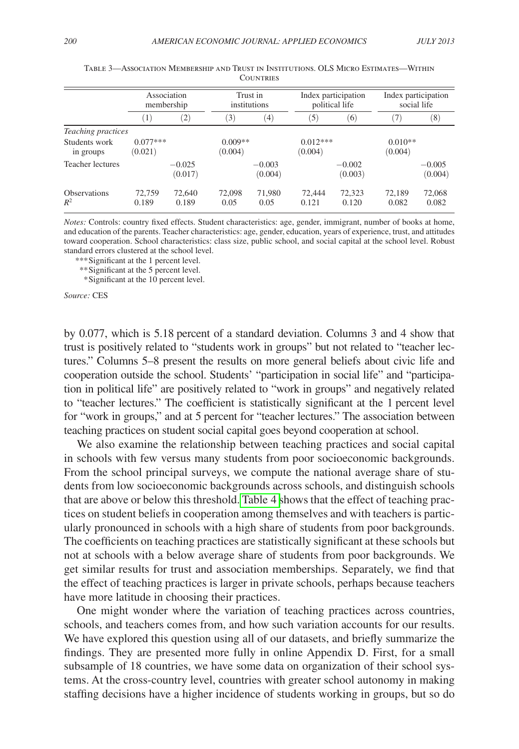Table 3—Association Membership and Trust in Institutions. OLS Micro Estimates—Within Countries

| | Association membership | | Trust in institutions | | Index participation political life | | Index participation social life | |
|---|---|---|---|---|---|---|---|---|
| | (1) | (2) | (3) | (4) | (5) | (6) | (7) | (8) |
| *Teaching practices* | | | | | | | | |
| Students work in groups | 0.077*** (0.021) | | 0.009** (0.004) | | 0.012*** (0.004) | | 0.010** (0.004) | |
| Teacher lectures | | −0.025 (0.017) | | −0.003 (0.004) | | −0.002 (0.003) | | −0.005 (0.004) |
| Observations | 72,759 | 72,640 | 72,098 | 71,980 | 72,444 | 72,323 | 72,189 | 72,068 |
| $R^2$ | 0.189 | 0.189 | 0.05 | 0.05 | 0.121 | 0.120 | 0.082 | 0.082 |

*Notes:* Controls: country fixed effects. Student characteristics: age, gender, immigrant, number of books at home, and education of the parents. Teacher characteristics: age, gender, education, years of experience, trust, and attitudes toward cooperation. School characteristics: class size, public school, and social capital at the school level. Robust standard errors clustered at the school level.

***Significant at the 1 percent level.

**Significant at the 5 percent level.

*Significant at the 10 percent level.

*Source:* CES

by 0.077, which is 5.18 percent of a standard deviation. Columns 3 and 4 show that trust is positively related to "students work in groups" but not related to "teacher lectures." Columns 5–8 present the results on more general beliefs about civic life and cooperation outside the school. Students' "participation in social life" and "participation in political life" are positively related to "work in groups" and negatively related to "teacher lectures." The coefficient is statistically significant at the 1 percent level for "work in groups," and at 5 percent for "teacher lectures." The association between teaching practices on student social capital goes beyond cooperation at school.

We also examine the relationship between teaching practices and social capital in schools with few versus many students from poor socioeconomic backgrounds. From the school principal surveys, we compute the national average share of students from low socioeconomic backgrounds across schools, and distinguish schools that are above or below this threshold. Table 4 shows that the effect of teaching practices on student beliefs in cooperation among themselves and with teachers is particularly pronounced in schools with a high share of students from poor backgrounds. The coefficients on teaching practices are statistically significant at these schools but not at schools with a below average share of students from poor backgrounds. We get similar results for trust and association memberships. Separately, we find that the effect of teaching practices is larger in private schools, perhaps because teachers have more latitude in choosing their practices.

One might wonder where the variation of teaching practices across countries, schools, and teachers comes from, and how such variation accounts for our results. We have explored this question using all of our datasets, and briefly summarize the findings. They are presented more fully in online Appendix D. First, for a small subsample of 18 countries, we have some data on organization of their school systems. At the cross-country level, countries with greater school autonomy in making staffing decisions have a higher incidence of students working in groups, but so do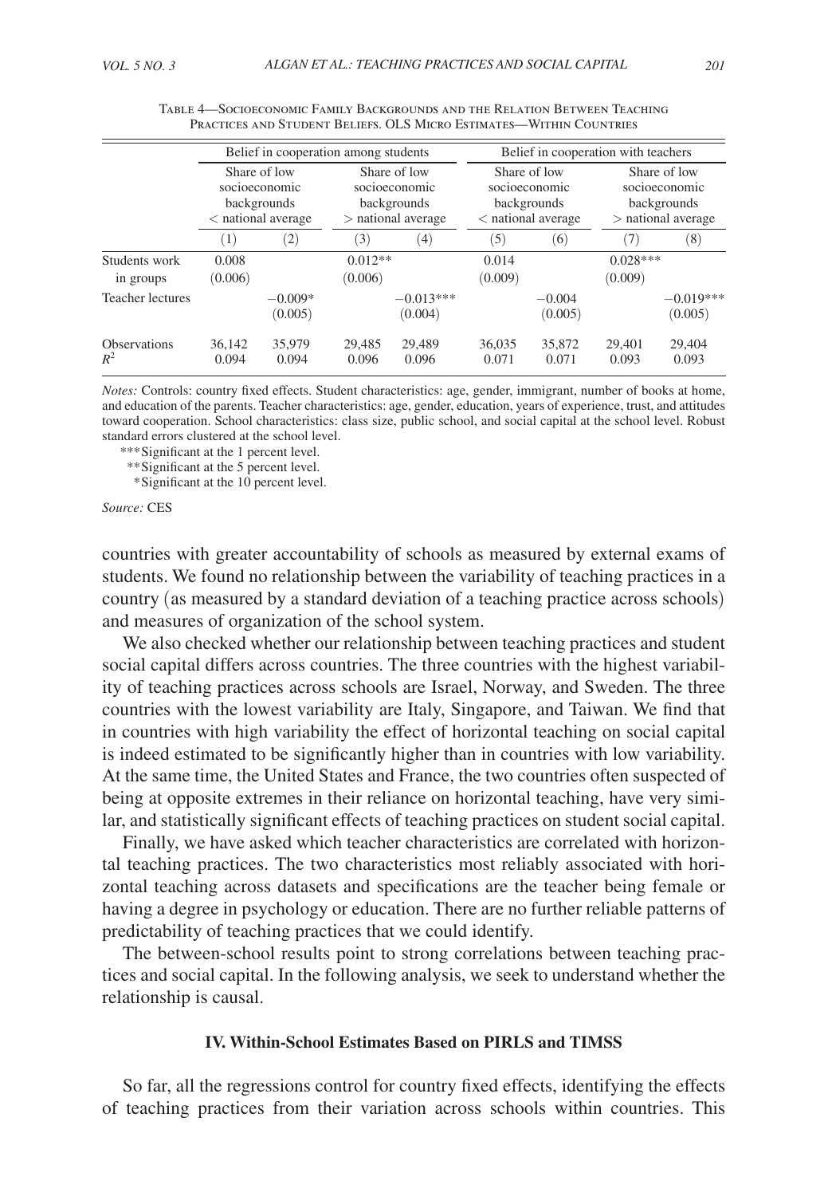Table 4—Socioeconomic Family Backgrounds and the Relation Between Teaching Practices and Student Beliefs. OLS Micro Estimates—Within Countries

| | Belief in cooperation among students | | | | Belief in cooperation with teachers | | | |
|---|---|---|---|---|---|---|---|---|
| | Share of low socioeconomic backgrounds < national average | | Share of low socioeconomic backgrounds > national average | | Share of low socioeconomic backgrounds < national average | | Share of low socioeconomic backgrounds > national average | |
| | (1) | (2) | (3) | (4) | (5) | (6) | (7) | (8) |
| Students work in groups | 0.008 | | 0.012** | | 0.014 | | 0.028*** | |
| | (0.006) | | (0.006) | | (0.009) | | (0.009) | |
| Teacher lectures | | −0.009* | | −0.013*** | | −0.004 | | −0.019*** |
| | | (0.005) | | (0.004) | | (0.005) | | (0.005) |
| Observations | 36,142 | 35,979 | 29,485 | 29,489 | 36,035 | 35,872 | 29,401 | 29,404 |
| $R^2$ | 0.094 | 0.094 | 0.096 | 0.096 | 0.071 | 0.071 | 0.093 | 0.093 |

*Notes:* Controls: country fixed effects. Student characteristics: age, gender, immigrant, number of books at home, and education of the parents. Teacher characteristics: age, gender, education, years of experience, trust, and attitudes toward cooperation. School characteristics: class size, public school, and social capital at the school level. Robust standard errors clustered at the school level.

***Significant at the 1 percent level.

**Significant at the 5 percent level.

*Significant at the 10 percent level.

*Source:* CES

countries with greater accountability of schools as measured by external exams of students. We found no relationship between the variability of teaching practices in a country (as measured by a standard deviation of a teaching practice across schools) and measures of organization of the school system.

We also checked whether our relationship between teaching practices and student social capital differs across countries. The three countries with the highest variability of teaching practices across schools are Israel, Norway, and Sweden. The three countries with the lowest variability are Italy, Singapore, and Taiwan. We find that in countries with high variability the effect of horizontal teaching on social capital is indeed estimated to be significantly higher than in countries with low variability. At the same time, the United States and France, the two countries often suspected of being at opposite extremes in their reliance on horizontal teaching, have very similar, and statistically significant effects of teaching practices on student social capital.

Finally, we have asked which teacher characteristics are correlated with horizontal teaching practices. The two characteristics most reliably associated with horizontal teaching across datasets and specifications are the teacher being female or having a degree in psychology or education. There are no further reliable patterns of predictability of teaching practices that we could identify.

The between-school results point to strong correlations between teaching practices and social capital. In the following analysis, we seek to understand whether the relationship is causal.

## IV. Within-School Estimates Based on PIRLS and TIMSS

So far, all the regressions control for country fixed effects, identifying the effects of teaching practices from their variation across schools within countries. This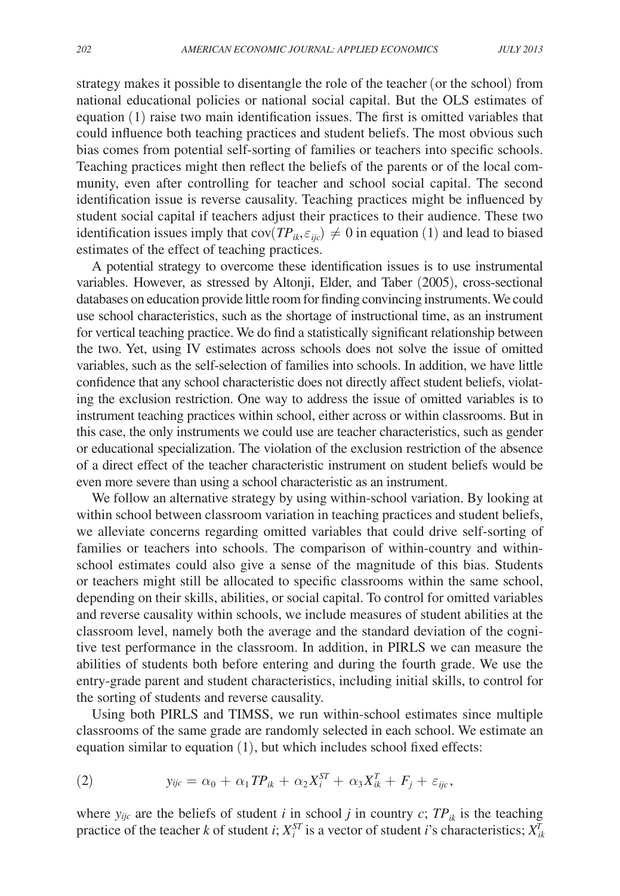strategy makes it possible to disentangle the role of the teacher (or the school) from national educational policies or national social capital. But the OLS estimates of equation (1) raise two main identification issues. The first is omitted variables that could influence both teaching practices and student beliefs. The most obvious such bias comes from potential self-sorting of families or teachers into specific schools. Teaching practices might then reflect the beliefs of the parents or of the local community, even after controlling for teacher and school social capital. The second identification issue is reverse causality. Teaching practices might be influenced by student social capital if teachers adjust their practices to their audience. These two identification issues imply that $\text{cov}(TP_{ik}, \varepsilon_{ijc}) \neq 0$ in equation (1) and lead to biased estimates of the effect of teaching practices.

A potential strategy to overcome these identification issues is to use instrumental variables. However, as stressed by Altonji, Elder, and Taber (2005), cross-sectional databases on education provide little room for finding convincing instruments. We could use school characteristics, such as the shortage of instructional time, as an instrument for vertical teaching practice. We do find a statistically significant relationship between the two. Yet, using IV estimates across schools does not solve the issue of omitted variables, such as the self-selection of families into schools. In addition, we have little confidence that any school characteristic does not directly affect student beliefs, violating the exclusion restriction. One way to address the issue of omitted variables is to instrument teaching practices within school, either across or within classrooms. But in this case, the only instruments we could use are teacher characteristics, such as gender or educational specialization. The violation of the exclusion restriction of the absence of a direct effect of the teacher characteristic instrument on student beliefs would be even more severe than using a school characteristic as an instrument.

We follow an alternative strategy by using within-school variation. By looking at within school between classroom variation in teaching practices and student beliefs, we alleviate concerns regarding omitted variables that could drive self-sorting of families or teachers into schools. The comparison of within-country and within-school estimates could also give a sense of the magnitude of this bias. Students or teachers might still be allocated to specific classrooms within the same school, depending on their skills, abilities, or social capital. To control for omitted variables and reverse causality within schools, we include measures of student abilities at the classroom level, namely both the average and the standard deviation of the cognitive test performance in the classroom. In addition, in PIRLS we can measure the abilities of students both before entering and during the fourth grade. We use the entry-grade parent and student characteristics, including initial skills, to control for the sorting of students and reverse causality.

Using both PIRLS and TIMSS, we run within-school estimates since multiple classrooms of the same grade are randomly selected in each school. We estimate an equation similar to equation (1), but which includes school fixed effects:

$$y_{ijc} = \alpha_0 + \alpha_1 TP_{ik} + \alpha_2 X_i^{ST} + \alpha_3 X_{ik}^{T} + F_j + \varepsilon_{ijc}, \quad (2)$$

where $y_{ijc}$ are the beliefs of student $i$ in school $j$ in country $c$; $TP_{ik}$ is the teaching practice of the teacher $k$ of student $i$; $X_i^{ST}$ is a vector of student $i$'s characteristics; $X_{ik}^{T}$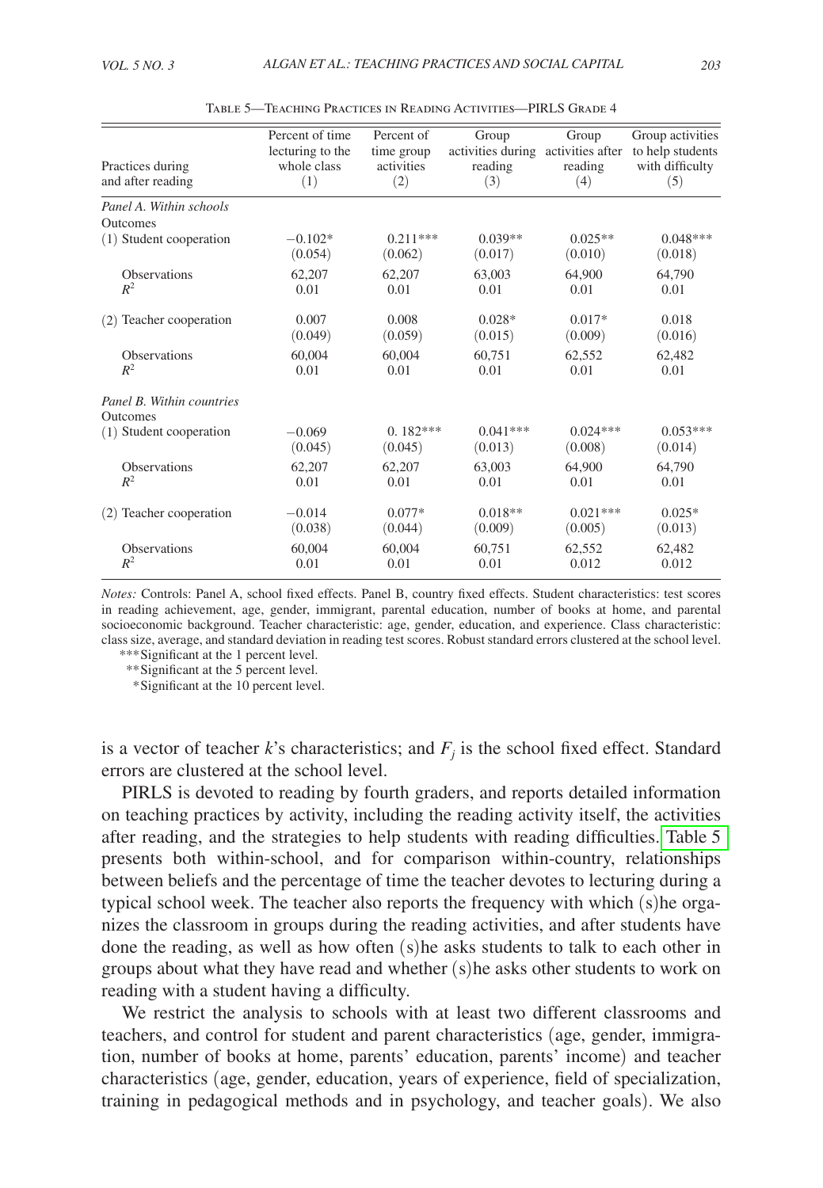Table 5—Teaching Practices in Reading Activities—PIRLS Grade 4

| Practices during and after reading | Percent of time lecturing to the whole class (1) | Percent of time group activities (2) | Group activities during reading (3) | Group activities after reading (4) | Group activities to help students with difficulty (5) |
|---|---|---|---|---|---|
| *Panel A. Within schools* | | | | | |
| Outcomes | | | | | |
| (1) Student cooperation | −0.102* | 0.211*** | 0.039** | 0.025** | 0.048*** |
| | (0.054) | (0.062) | (0.017) | (0.010) | (0.018) |
| Observations | 62,207 | 62,207 | 63,003 | 64,900 | 64,790 |
| $R^2$ | 0.01 | 0.01 | 0.01 | 0.01 | 0.01 |
| (2) Teacher cooperation | 0.007 | 0.008 | 0.028* | 0.017* | 0.018 |
| | (0.049) | (0.059) | (0.015) | (0.009) | (0.016) |
| Observations | 60,004 | 60,004 | 60,751 | 62,552 | 62,482 |
| $R^2$ | 0.01 | 0.01 | 0.01 | 0.01 | 0.01 |
| *Panel B. Within countries* | | | | | |
| Outcomes | | | | | |
| (1) Student cooperation | −0.069 | 0. 182*** | 0.041*** | 0.024*** | 0.053*** |
| | (0.045) | (0.045) | (0.013) | (0.008) | (0.014) |
| Observations | 62,207 | 62,207 | 63,003 | 64,900 | 64,790 |
| $R^2$ | 0.01 | 0.01 | 0.01 | 0.01 | 0.01 |
| (2) Teacher cooperation | −0.014 | 0.077* | 0.018** | 0.021*** | 0.025* |
| | (0.038) | (0.044) | (0.009) | (0.005) | (0.013) |
| Observations | 60,004 | 60,004 | 60,751 | 62,552 | 62,482 |
| $R^2$ | 0.01 | 0.01 | 0.01 | 0.012 | 0.012 |

*Notes:* Controls: Panel A, school fixed effects. Panel B, country fixed effects. Student characteristics: test scores in reading achievement, age, gender, immigrant, parental education, number of books at home, and parental socioeconomic background. Teacher characteristic: age, gender, education, and experience. Class characteristic: class size, average, and standard deviation in reading test scores. Robust standard errors clustered at the school level.

*** Significant at the 1 percent level.

** Significant at the 5 percent level.

* Significant at the 10 percent level.

is a vector of teacher $k$'s characteristics; and $F_j$ is the school fixed effect. Standard errors are clustered at the school level.

PIRLS is devoted to reading by fourth graders, and reports detailed information on teaching practices by activity, including the reading activity itself, the activities after reading, and the strategies to help students with reading difficulties. Table 5 presents both within-school, and for comparison within-country, relationships between beliefs and the percentage of time the teacher devotes to lecturing during a typical school week. The teacher also reports the frequency with which (s)he organizes the classroom in groups during the reading activities, and after students have done the reading, as well as how often (s)he asks students to talk to each other in groups about what they have read and whether (s)he asks other students to work on reading with a student having a difficulty.

We restrict the analysis to schools with at least two different classrooms and teachers, and control for student and parent characteristics (age, gender, immigration, number of books at home, parents' education, parents' income) and teacher characteristics (age, gender, education, years of experience, field of specialization, training in pedagogical methods and in psychology, and teacher goals). We also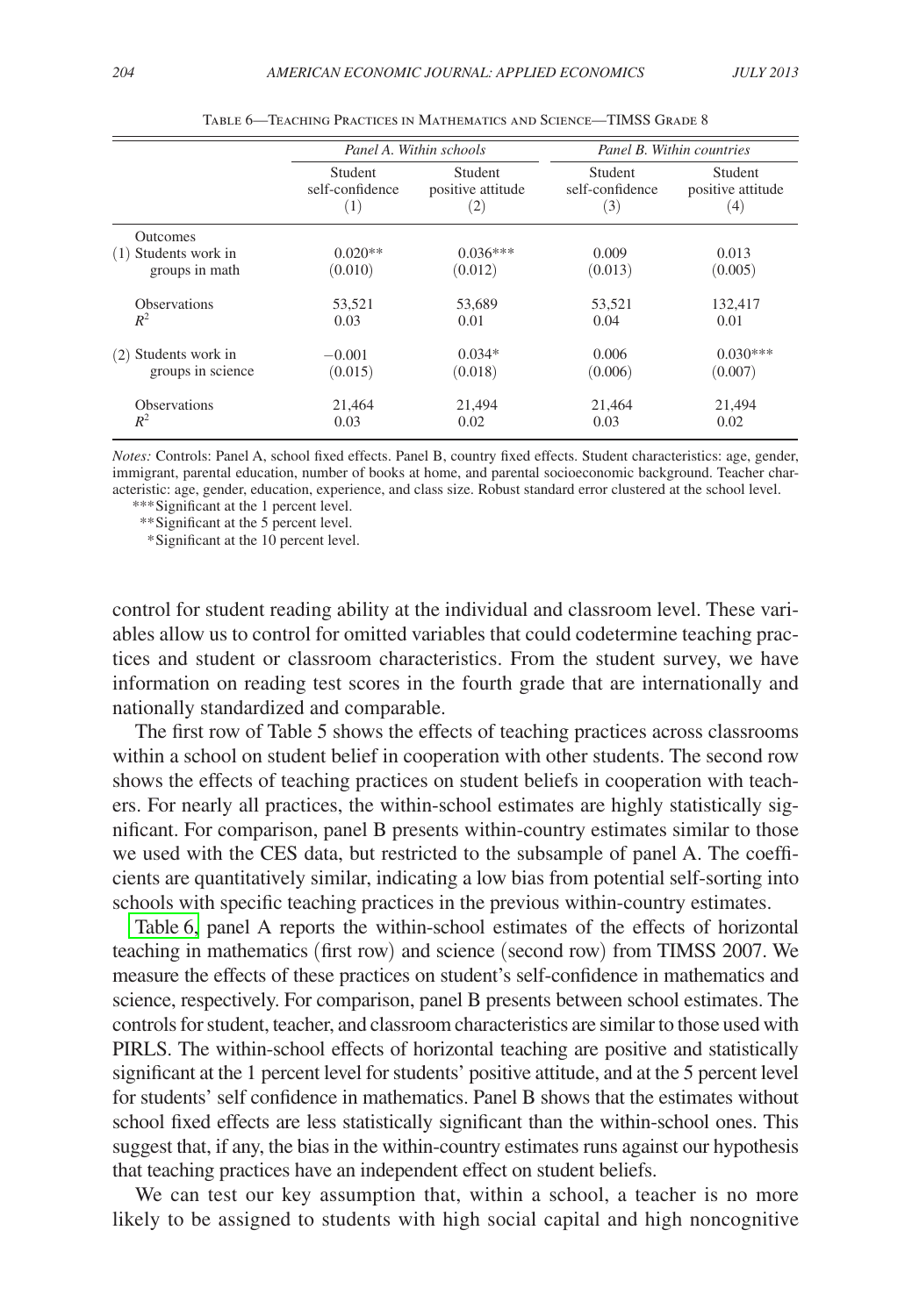Table 6—Teaching Practices in Mathematics and Science—TIMSS Grade 8

| | *Panel A. Within schools* | | *Panel B. Within countries* | |
|---|---|---|---|---|
| | Student self-confidence (1) | Student positive attitude (2) | Student self-confidence (3) | Student positive attitude (4) |
| Outcomes | | | | |
| (1) Students work in groups in math | 0.020** | 0.036*** | 0.009 | 0.013 |
| | (0.010) | (0.012) | (0.013) | (0.005) |
| Observations | 53,521 | 53,689 | 53,521 | 132,417 |
| $R^2$ | 0.03 | 0.01 | 0.04 | 0.01 |
| (2) Students work in groups in science | −0.001 | 0.034* | 0.006 | 0.030*** |
| | (0.015) | (0.018) | (0.006) | (0.007) |
| Observations | 21,464 | 21,494 | 21,464 | 21,494 |
| $R^2$ | 0.03 | 0.02 | 0.03 | 0.02 |

*Notes:* Controls: Panel A, school fixed effects. Panel B, country fixed effects. Student characteristics: age, gender, immigrant, parental education, number of books at home, and parental socioeconomic background. Teacher characteristic: age, gender, education, experience, and class size. Robust standard error clustered at the school level.

***Significant at the 1 percent level.

**Significant at the 5 percent level.

*Significant at the 10 percent level.

control for student reading ability at the individual and classroom level. These variables allow us to control for omitted variables that could codetermine teaching practices and student or classroom characteristics. From the student survey, we have information on reading test scores in the fourth grade that are internationally and nationally standardized and comparable.

The first row of Table 5 shows the effects of teaching practices across classrooms within a school on student belief in cooperation with other students. The second row shows the effects of teaching practices on student beliefs in cooperation with teachers. For nearly all practices, the within-school estimates are highly statistically significant. For comparison, panel B presents within-country estimates similar to those we used with the CES data, but restricted to the subsample of panel A. The coefficients are quantitatively similar, indicating a low bias from potential self-sorting into schools with specific teaching practices in the previous within-country estimates.

Table 6, panel A reports the within-school estimates of the effects of horizontal teaching in mathematics (first row) and science (second row) from TIMSS 2007. We measure the effects of these practices on student's self-confidence in mathematics and science, respectively. For comparison, panel B presents between school estimates. The controls for student, teacher, and classroom characteristics are similar to those used with PIRLS. The within-school effects of horizontal teaching are positive and statistically significant at the 1 percent level for students' positive attitude, and at the 5 percent level for students' self confidence in mathematics. Panel B shows that the estimates without school fixed effects are less statistically significant than the within-school ones. This suggest that, if any, the bias in the within-country estimates runs against our hypothesis that teaching practices have an independent effect on student beliefs.

We can test our key assumption that, within a school, a teacher is no more likely to be assigned to students with high social capital and high noncognitive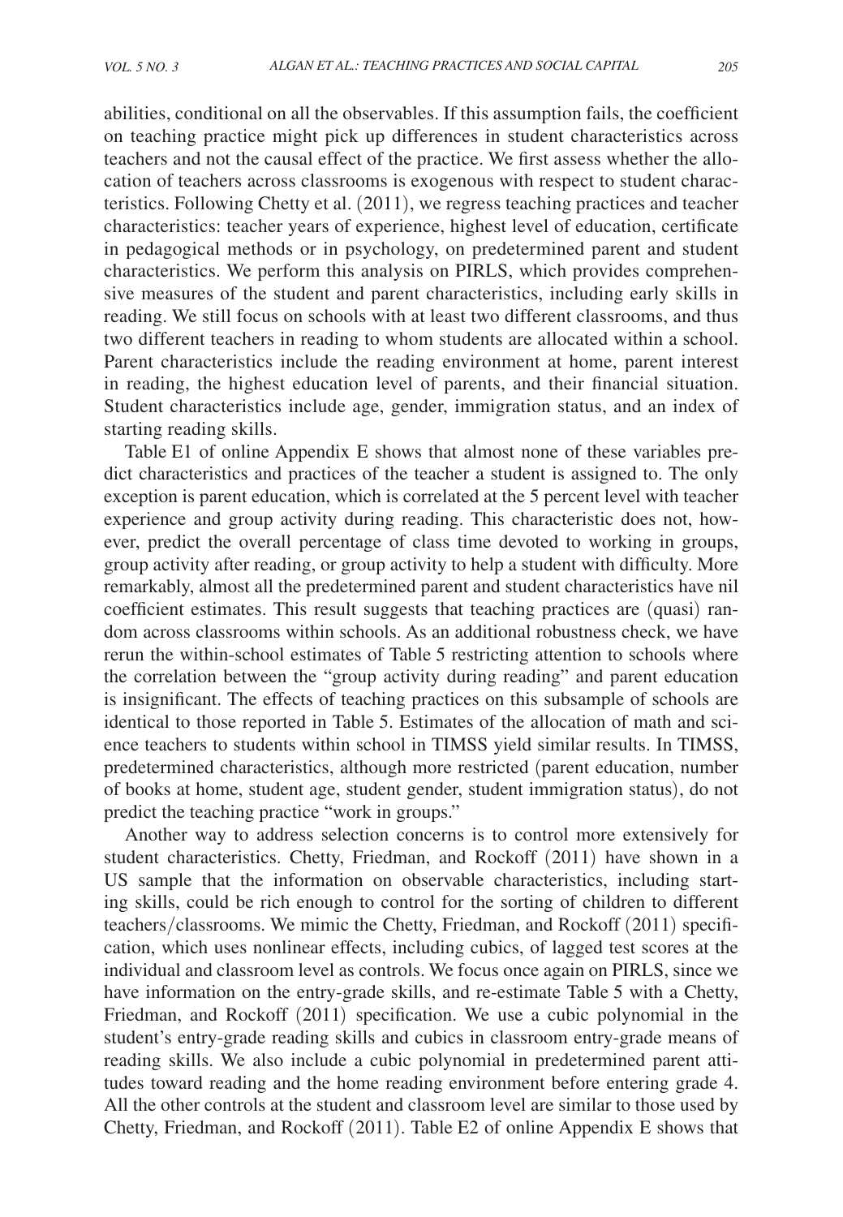abilities, conditional on all the observables. If this assumption fails, the coefficient on teaching practice might pick up differences in student characteristics across teachers and not the causal effect of the practice. We first assess whether the allocation of teachers across classrooms is exogenous with respect to student characteristics. Following Chetty et al. (2011), we regress teaching practices and teacher characteristics: teacher years of experience, highest level of education, certificate in pedagogical methods or in psychology, on predetermined parent and student characteristics. We perform this analysis on PIRLS, which provides comprehensive measures of the student and parent characteristics, including early skills in reading. We still focus on schools with at least two different classrooms, and thus two different teachers in reading to whom students are allocated within a school. Parent characteristics include the reading environment at home, parent interest in reading, the highest education level of parents, and their financial situation. Student characteristics include age, gender, immigration status, and an index of starting reading skills.

Table E1 of online Appendix E shows that almost none of these variables predict characteristics and practices of the teacher a student is assigned to. The only exception is parent education, which is correlated at the 5 percent level with teacher experience and group activity during reading. This characteristic does not, however, predict the overall percentage of class time devoted to working in groups, group activity after reading, or group activity to help a student with difficulty. More remarkably, almost all the predetermined parent and student characteristics have nil coefficient estimates. This result suggests that teaching practices are (quasi) random across classrooms within schools. As an additional robustness check, we have rerun the within-school estimates of Table 5 restricting attention to schools where the correlation between the "group activity during reading" and parent education is insignificant. The effects of teaching practices on this subsample of schools are identical to those reported in Table 5. Estimates of the allocation of math and science teachers to students within school in TIMSS yield similar results. In TIMSS, predetermined characteristics, although more restricted (parent education, number of books at home, student age, student gender, student immigration status), do not predict the teaching practice "work in groups."

Another way to address selection concerns is to control more extensively for student characteristics. Chetty, Friedman, and Rockoff (2011) have shown in a US sample that the information on observable characteristics, including starting skills, could be rich enough to control for the sorting of children to different teachers/classrooms. We mimic the Chetty, Friedman, and Rockoff (2011) specification, which uses nonlinear effects, including cubics, of lagged test scores at the individual and classroom level as controls. We focus once again on PIRLS, since we have information on the entry-grade skills, and re-estimate Table 5 with a Chetty, Friedman, and Rockoff (2011) specification. We use a cubic polynomial in the student's entry-grade reading skills and cubics in classroom entry-grade means of reading skills. We also include a cubic polynomial in predetermined parent attitudes toward reading and the home reading environment before entering grade 4. All the other controls at the student and classroom level are similar to those used by Chetty, Friedman, and Rockoff (2011). Table E2 of online Appendix E shows that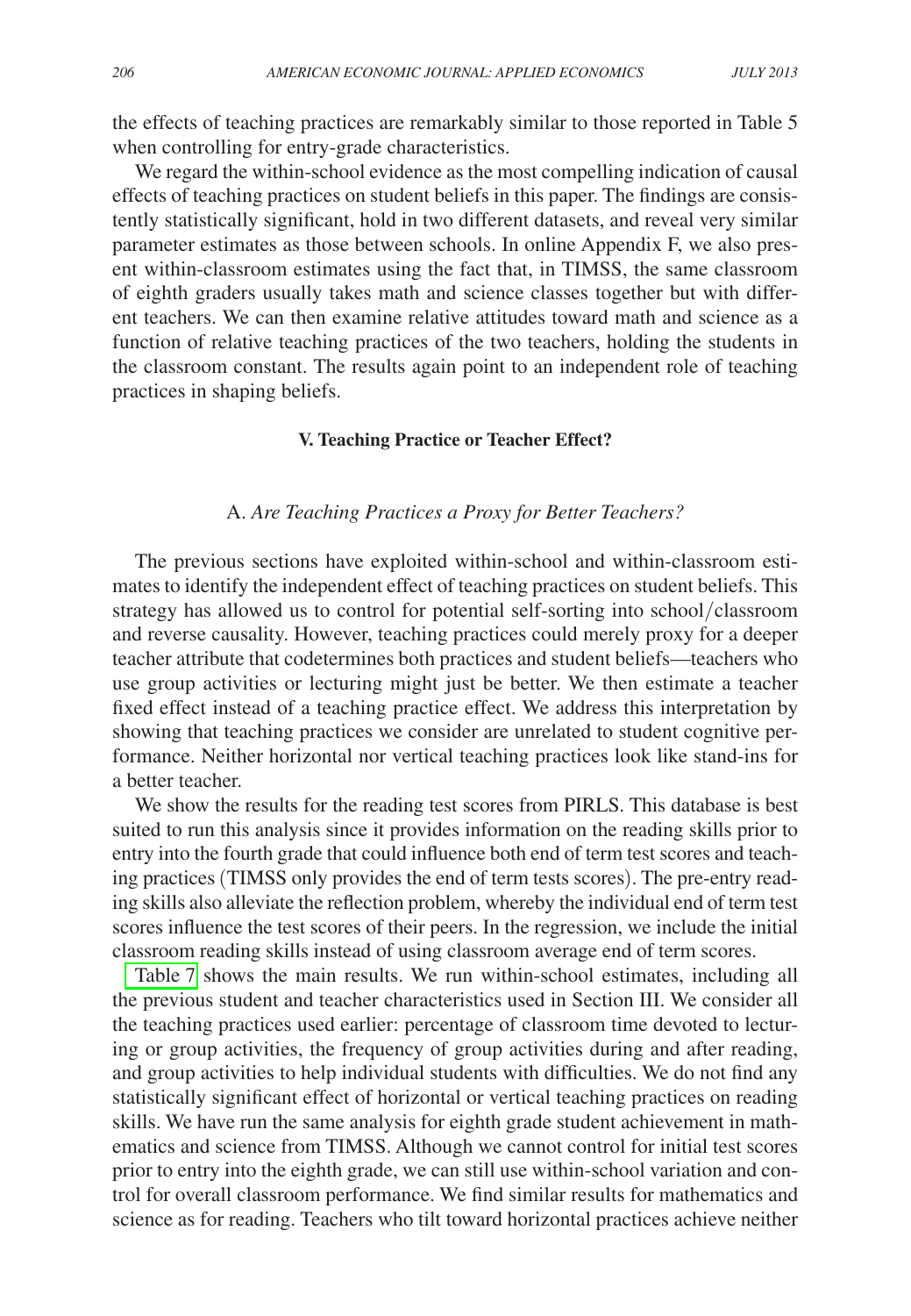the effects of teaching practices are remarkably similar to those reported in Table 5 when controlling for entry-grade characteristics.

We regard the within-school evidence as the most compelling indication of causal effects of teaching practices on student beliefs in this paper. The findings are consistently statistically significant, hold in two different datasets, and reveal very similar parameter estimates as those between schools. In online Appendix F, we also present within-classroom estimates using the fact that, in TIMSS, the same classroom of eighth graders usually takes math and science classes together but with different teachers. We can then examine relative attitudes toward math and science as a function of relative teaching practices of the two teachers, holding the students in the classroom constant. The results again point to an independent role of teaching practices in shaping beliefs.

## V. Teaching Practice or Teacher Effect?

### A. *Are Teaching Practices a Proxy for Better Teachers?*

The previous sections have exploited within-school and within-classroom estimates to identify the independent effect of teaching practices on student beliefs. This strategy has allowed us to control for potential self-sorting into school/classroom and reverse causality. However, teaching practices could merely proxy for a deeper teacher attribute that codetermines both practices and student beliefs—teachers who use group activities or lecturing might just be better. We then estimate a teacher fixed effect instead of a teaching practice effect. We address this interpretation by showing that teaching practices we consider are unrelated to student cognitive performance. Neither horizontal nor vertical teaching practices look like stand-ins for a better teacher.

We show the results for the reading test scores from PIRLS. This database is best suited to run this analysis since it provides information on the reading skills prior to entry into the fourth grade that could influence both end of term test scores and teaching practices (TIMSS only provides the end of term tests scores). The pre-entry reading skills also alleviate the reflection problem, whereby the individual end of term test scores influence the test scores of their peers. In the regression, we include the initial classroom reading skills instead of using classroom average end of term scores.

Table 7 shows the main results. We run within-school estimates, including all the previous student and teacher characteristics used in Section III. We consider all the teaching practices used earlier: percentage of classroom time devoted to lecturing or group activities, the frequency of group activities during and after reading, and group activities to help individual students with difficulties. We do not find any statistically significant effect of horizontal or vertical teaching practices on reading skills. We have run the same analysis for eighth grade student achievement in mathematics and science from TIMSS. Although we cannot control for initial test scores prior to entry into the eighth grade, we can still use within-school variation and control for overall classroom performance. We find similar results for mathematics and science as for reading. Teachers who tilt toward horizontal practices achieve neither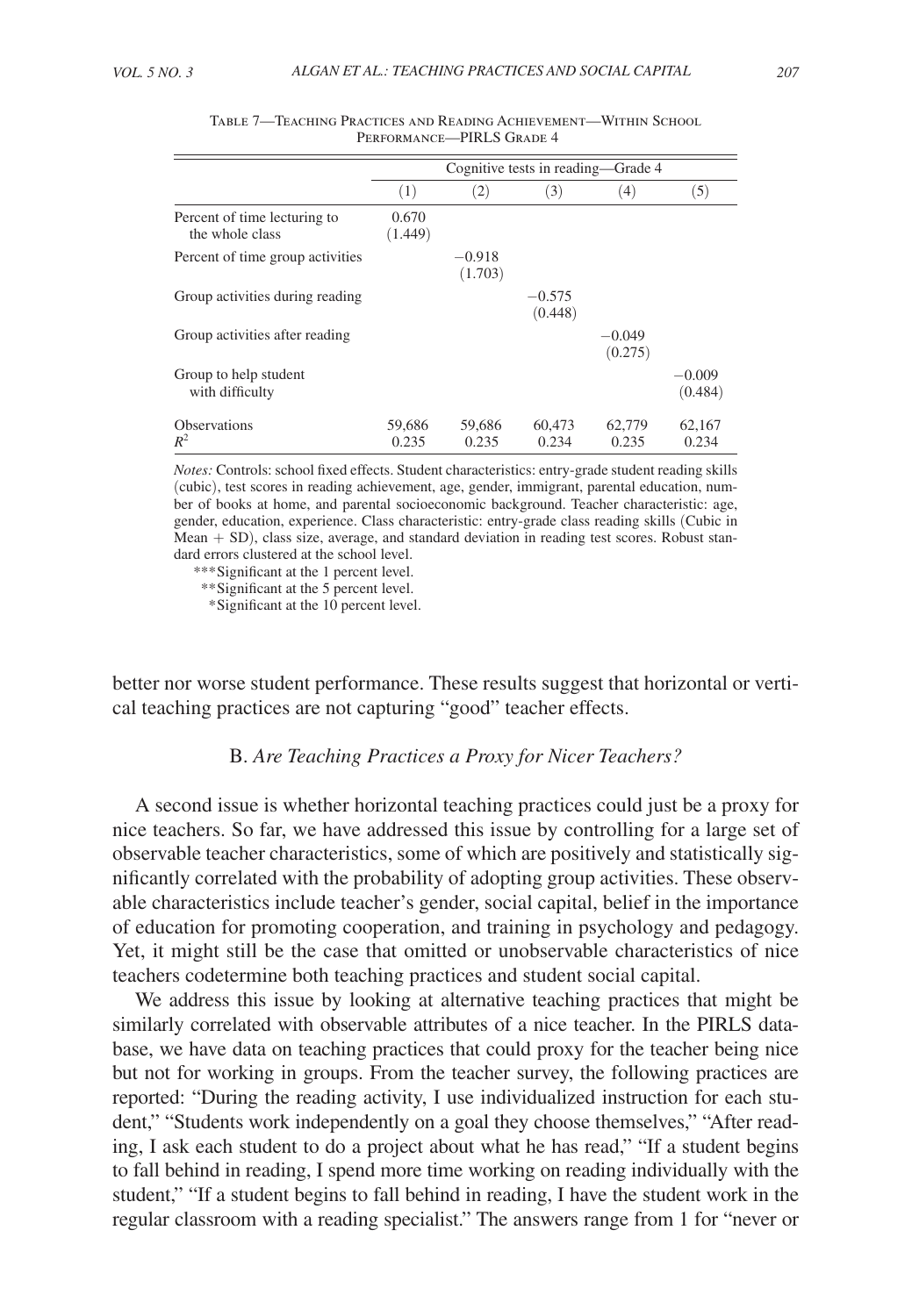Table 7—Teaching Practices and Reading Achievement—Within School Performance—PIRLS Grade 4

| | Cognitive tests in reading—Grade 4 | | | | |
|---|---|---|---|---|---|
| | (1) | (2) | (3) | (4) | (5) |
| Percent of time lecturing to the whole class | 0.670 (1.449) | | | | |
| Percent of time group activities | | −0.918 (1.703) | | | |
| Group activities during reading | | | −0.575 (0.448) | | |
| Group activities after reading | | | | −0.049 (0.275) | |
| Group to help student with difficulty | | | | | −0.009 (0.484) |
| Observations | 59,686 | 59,686 | 60,473 | 62,779 | 62,167 |
| $R^2$ | 0.235 | 0.235 | 0.234 | 0.235 | 0.234 |

*Notes:* Controls: school fixed effects. Student characteristics: entry-grade student reading skills (cubic), test scores in reading achievement, age, gender, immigrant, parental education, number of books at home, and parental socioeconomic background. Teacher characteristic: age, gender, education, experience. Class characteristic: entry-grade class reading skills (Cubic in Mean + SD), class size, average, and standard deviation in reading test scores. Robust standard errors clustered at the school level.

***Significant at the 1 percent level.
**Significant at the 5 percent level.
*Significant at the 10 percent level.

better nor worse student performance. These results suggest that horizontal or vertical teaching practices are not capturing "good" teacher effects.

### B. *Are Teaching Practices a Proxy for Nicer Teachers?*

A second issue is whether horizontal teaching practices could just be a proxy for nice teachers. So far, we have addressed this issue by controlling for a large set of observable teacher characteristics, some of which are positively and statistically significantly correlated with the probability of adopting group activities. These observable characteristics include teacher's gender, social capital, belief in the importance of education for promoting cooperation, and training in psychology and pedagogy. Yet, it might still be the case that omitted or unobservable characteristics of nice teachers codetermine both teaching practices and student social capital.

We address this issue by looking at alternative teaching practices that might be similarly correlated with observable attributes of a nice teacher. In the PIRLS database, we have data on teaching practices that could proxy for the teacher being nice but not for working in groups. From the teacher survey, the following practices are reported: "During the reading activity, I use individualized instruction for each student," "Students work independently on a goal they choose themselves," "After reading, I ask each student to do a project about what he has read," "If a student begins to fall behind in reading, I spend more time working on reading individually with the student," "If a student begins to fall behind in reading, I have the student work in the regular classroom with a reading specialist." The answers range from 1 for "never or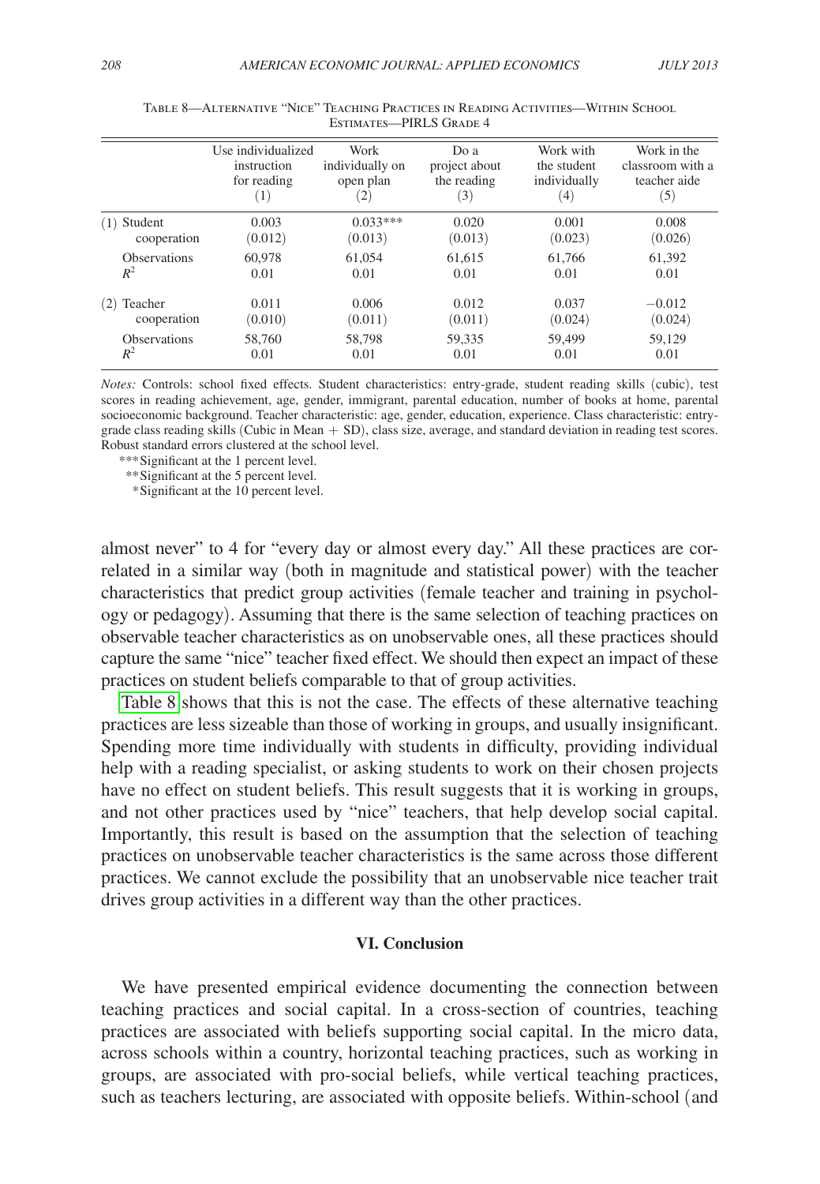Table 8—Alternative "Nice" Teaching Practices in Reading Activities—Within School Estimates—PIRLS Grade 4

| | Use individualized instruction for reading (1) | Work individually on open plan (2) | Do a project about the reading (3) | Work with the student individually (4) | Work in the classroom with a teacher aide (5) |
|---|---|---|---|---|---|
| (1) Student cooperation | 0.003 | 0.033*** | 0.020 | 0.001 | 0.008 |
| | (0.012) | (0.013) | (0.013) | (0.023) | (0.026) |
| Observations | 60,978 | 61,054 | 61,615 | 61,766 | 61,392 |
| $R^2$ | 0.01 | 0.01 | 0.01 | 0.01 | 0.01 |
| (2) Teacher cooperation | 0.011 | 0.006 | 0.012 | 0.037 | −0.012 |
| | (0.010) | (0.011) | (0.011) | (0.024) | (0.024) |
| Observations | 58,760 | 58,798 | 59,335 | 59,499 | 59,129 |
| $R^2$ | 0.01 | 0.01 | 0.01 | 0.01 | 0.01 |

*Notes:* Controls: school fixed effects. Student characteristics: entry-grade, student reading skills (cubic), test scores in reading achievement, age, gender, immigrant, parental education, number of books at home, parental socioeconomic background. Teacher characteristic: age, gender, education, experience. Class characteristic: entry-grade class reading skills (Cubic in Mean + SD), class size, average, and standard deviation in reading test scores. Robust standard errors clustered at the school level.

***Significant at the 1 percent level.

**Significant at the 5 percent level.

*Significant at the 10 percent level.

almost never" to 4 for "every day or almost every day." All these practices are correlated in a similar way (both in magnitude and statistical power) with the teacher characteristics that predict group activities (female teacher and training in psychology or pedagogy). Assuming that there is the same selection of teaching practices on observable teacher characteristics as on unobservable ones, all these practices should capture the same "nice" teacher fixed effect. We should then expect an impact of these practices on student beliefs comparable to that of group activities.

Table 8 shows that this is not the case. The effects of these alternative teaching practices are less sizeable than those of working in groups, and usually insignificant. Spending more time individually with students in difficulty, providing individual help with a reading specialist, or asking students to work on their chosen projects have no effect on student beliefs. This result suggests that it is working in groups, and not other practices used by "nice" teachers, that help develop social capital. Importantly, this result is based on the assumption that the selection of teaching practices on unobservable teacher characteristics is the same across those different practices. We cannot exclude the possibility that an unobservable nice teacher trait drives group activities in a different way than the other practices.

## VI. Conclusion

We have presented empirical evidence documenting the connection between teaching practices and social capital. In a cross-section of countries, teaching practices are associated with beliefs supporting social capital. In the micro data, across schools within a country, horizontal teaching practices, such as working in groups, are associated with pro-social beliefs, while vertical teaching practices, such as teachers lecturing, are associated with opposite beliefs. Within-school (and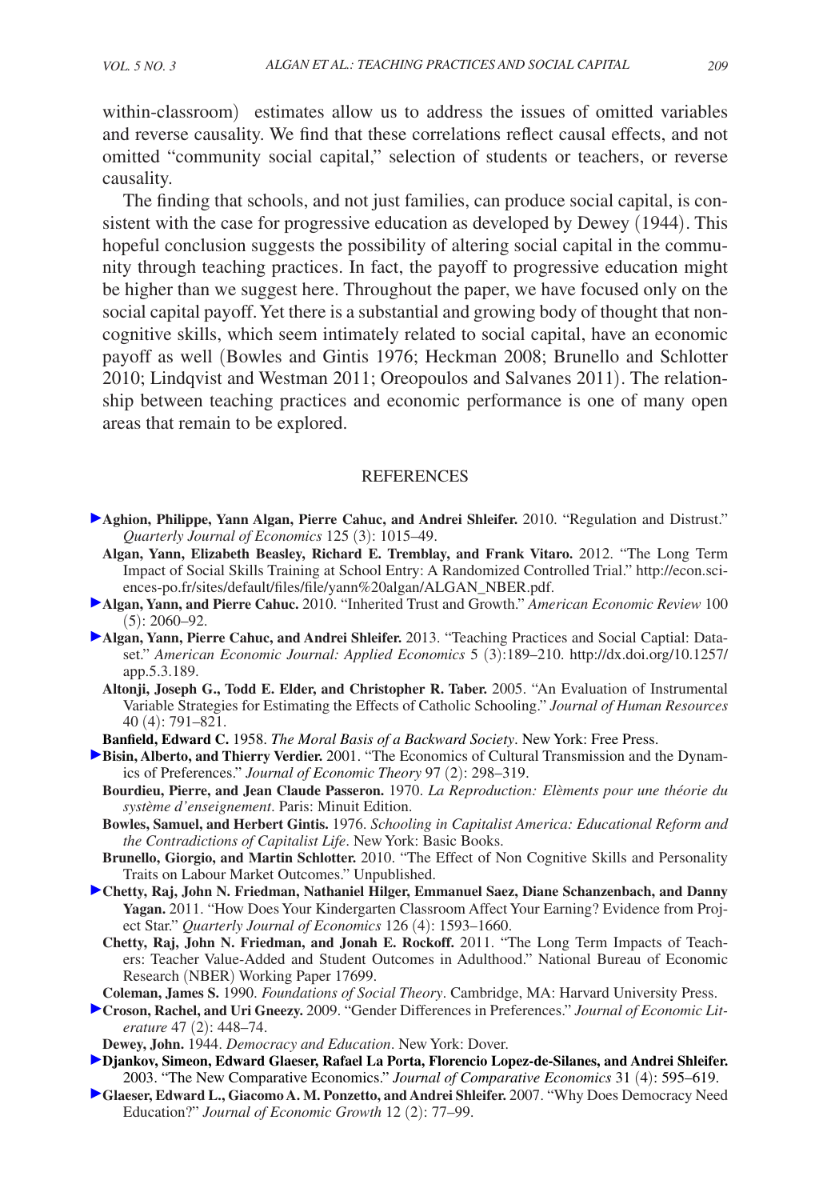within-classroom) estimates allow us to address the issues of omitted variables and reverse causality. We find that these correlations reflect causal effects, and not omitted "community social capital," selection of students or teachers, or reverse causality.

The finding that schools, and not just families, can produce social capital, is consistent with the case for progressive education as developed by Dewey (1944). This hopeful conclusion suggests the possibility of altering social capital in the community through teaching practices. In fact, the payoff to progressive education might be higher than we suggest here. Throughout the paper, we have focused only on the social capital payoff. Yet there is a substantial and growing body of thought that noncognitive skills, which seem intimately related to social capital, have an economic payoff as well (Bowles and Gintis 1976; Heckman 2008; Brunello and Schlotter 2010; Lindqvist and Westman 2011; Oreopoulos and Salvanes 2011). The relationship between teaching practices and economic performance is one of many open areas that remain to be explored.

## REFERENCES

**Aghion, Philippe, Yann Algan, Pierre Cahuc, and Andrei Shleifer.** 2010. "Regulation and Distrust." *Quarterly Journal of Economics* 125 (3): 1015–49.

**Algan, Yann, Elizabeth Beasley, Richard E. Tremblay, and Frank Vitaro.** 2012. "The Long Term Impact of Social Skills Training at School Entry: A Randomized Controlled Trial." http://econ.sciences-po.fr/sites/default/files/file/yann%20algan/ALGAN_NBER.pdf.

**Algan, Yann, and Pierre Cahuc.** 2010. "Inherited Trust and Growth." *American Economic Review* 100 (5): 2060–92.

**Algan, Yann, Pierre Cahuc, and Andrei Shleifer.** 2013. "Teaching Practices and Social Captial: Dataset." *American Economic Journal: Applied Economics* 5 (3):189–210. http://dx.doi.org/10.1257/app.5.3.189.

**Altonji, Joseph G., Todd E. Elder, and Christopher R. Taber.** 2005. "An Evaluation of Instrumental Variable Strategies for Estimating the Effects of Catholic Schooling." *Journal of Human Resources* 40 (4): 791–821.

**Banfield, Edward C.** 1958. *The Moral Basis of a Backward Society*. New York: Free Press.

**Bisin, Alberto, and Thierry Verdier.** 2001. "The Economics of Cultural Transmission and the Dynamics of Preferences." *Journal of Economic Theory* 97 (2): 298–319.

**Bourdieu, Pierre, and Jean Claude Passeron.** 1970. *La Reproduction: Elèments pour une théorie du système d'enseignement*. Paris: Minuit Edition.

**Bowles, Samuel, and Herbert Gintis.** 1976. *Schooling in Capitalist America: Educational Reform and the Contradictions of Capitalist Life*. New York: Basic Books.

**Brunello, Giorgio, and Martin Schlotter.** 2010. "The Effect of Non Cognitive Skills and Personality Traits on Labour Market Outcomes." Unpublished.

**Chetty, Raj, John N. Friedman, Nathaniel Hilger, Emmanuel Saez, Diane Schanzenbach, and Danny Yagan.** 2011. "How Does Your Kindergarten Classroom Affect Your Earning? Evidence from Project Star." *Quarterly Journal of Economics* 126 (4): 1593–1660.

**Chetty, Raj, John N. Friedman, and Jonah E. Rockoff.** 2011. "The Long Term Impacts of Teachers: Teacher Value-Added and Student Outcomes in Adulthood." National Bureau of Economic Research (NBER) Working Paper 17699.

**Coleman, James S.** 1990. *Foundations of Social Theory*. Cambridge, MA: Harvard University Press.

**Croson, Rachel, and Uri Gneezy.** 2009. "Gender Differences in Preferences." *Journal of Economic Literature* 47 (2): 448–74.

**Dewey, John.** 1944. *Democracy and Education*. New York: Dover.

**Djankov, Simeon, Edward Glaeser, Rafael La Porta, Florencio Lopez-de-Silanes, and Andrei Shleifer.** 2003. "The New Comparative Economics." *Journal of Comparative Economics* 31 (4): 595–619.

**Glaeser, Edward L., Giacomo A. M. Ponzetto, and Andrei Shleifer.** 2007. "Why Does Democracy Need Education?" *Journal of Economic Growth* 12 (2): 77–99.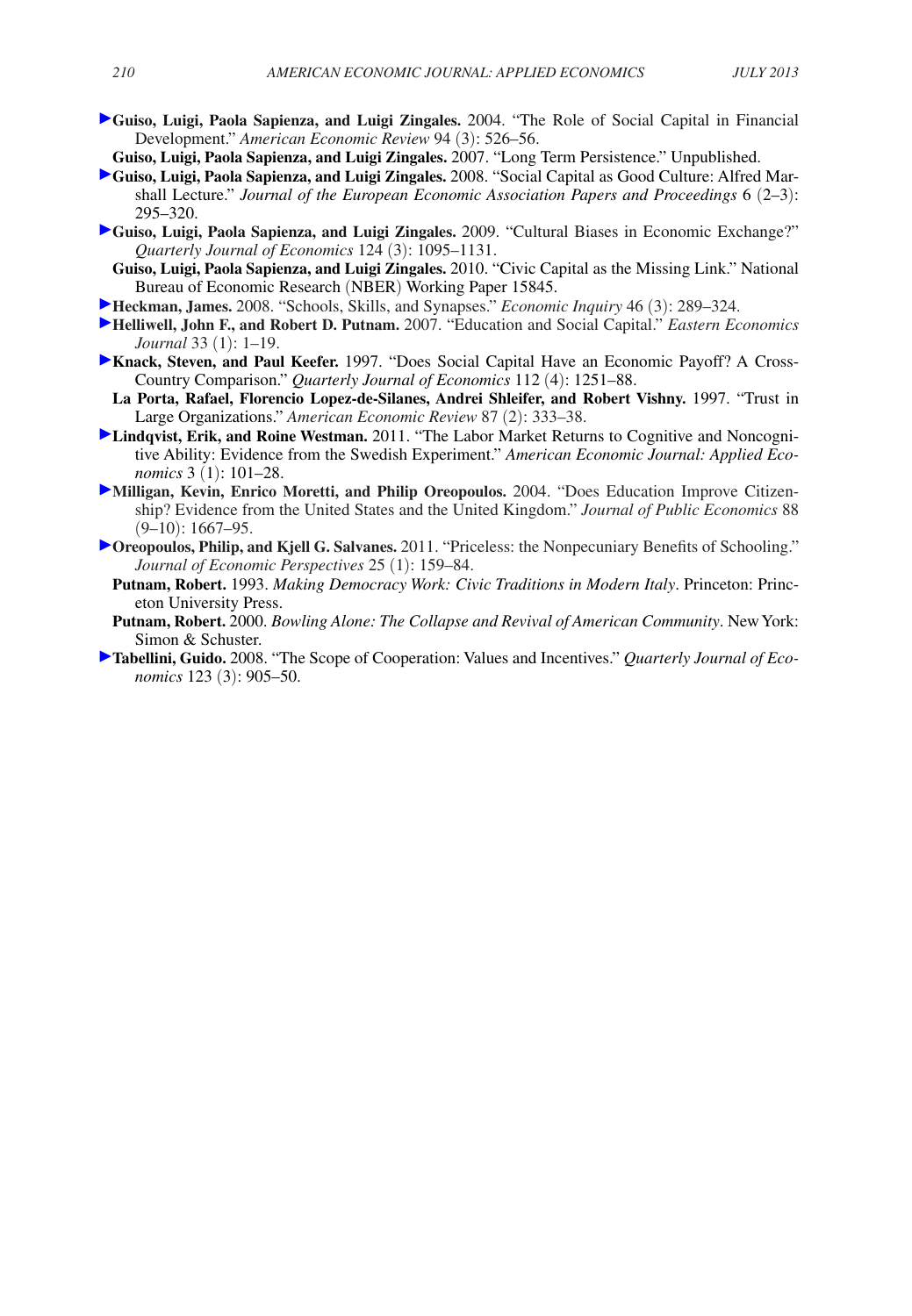**Guiso, Luigi, Paola Sapienza, and Luigi Zingales.** 2004. "The Role of Social Capital in Financial Development." *American Economic Review* 94 (3): 526–56.

**Guiso, Luigi, Paola Sapienza, and Luigi Zingales.** 2007. "Long Term Persistence." Unpublished.

**Guiso, Luigi, Paola Sapienza, and Luigi Zingales.** 2008. "Social Capital as Good Culture: Alfred Marshall Lecture." *Journal of the European Economic Association Papers and Proceedings* 6 (2–3): 295–320.

**Guiso, Luigi, Paola Sapienza, and Luigi Zingales.** 2009. "Cultural Biases in Economic Exchange?" *Quarterly Journal of Economics* 124 (3): 1095–1131.

**Guiso, Luigi, Paola Sapienza, and Luigi Zingales.** 2010. "Civic Capital as the Missing Link." National Bureau of Economic Research (NBER) Working Paper 15845.

**Heckman, James.** 2008. "Schools, Skills, and Synapses." *Economic Inquiry* 46 (3): 289–324.

**Helliwell, John F., and Robert D. Putnam.** 2007. "Education and Social Capital." *Eastern Economics Journal* 33 (1): 1–19.

**Knack, Steven, and Paul Keefer.** 1997. "Does Social Capital Have an Economic Payoff? A Cross-Country Comparison." *Quarterly Journal of Economics* 112 (4): 1251–88.

**La Porta, Rafael, Florencio Lopez-de-Silanes, Andrei Shleifer, and Robert Vishny.** 1997. "Trust in Large Organizations." *American Economic Review* 87 (2): 333–38.

**Lindqvist, Erik, and Roine Westman.** 2011. "The Labor Market Returns to Cognitive and Noncognitive Ability: Evidence from the Swedish Experiment." *American Economic Journal: Applied Economics* 3 (1): 101–28.

**Milligan, Kevin, Enrico Moretti, and Philip Oreopoulos.** 2004. "Does Education Improve Citizenship? Evidence from the United States and the United Kingdom." *Journal of Public Economics* 88 (9–10): 1667–95.

**Oreopoulos, Philip, and Kjell G. Salvanes.** 2011. "Priceless: the Nonpecuniary Benefits of Schooling." *Journal of Economic Perspectives* 25 (1): 159–84.

**Putnam, Robert.** 1993. *Making Democracy Work: Civic Traditions in Modern Italy*. Princeton: Princeton University Press.

**Putnam, Robert.** 2000. *Bowling Alone: The Collapse and Revival of American Community*. New York: Simon & Schuster.

**Tabellini, Guido.** 2008. "The Scope of Cooperation: Values and Incentives." *Quarterly Journal of Economics* 123 (3): 905–50.